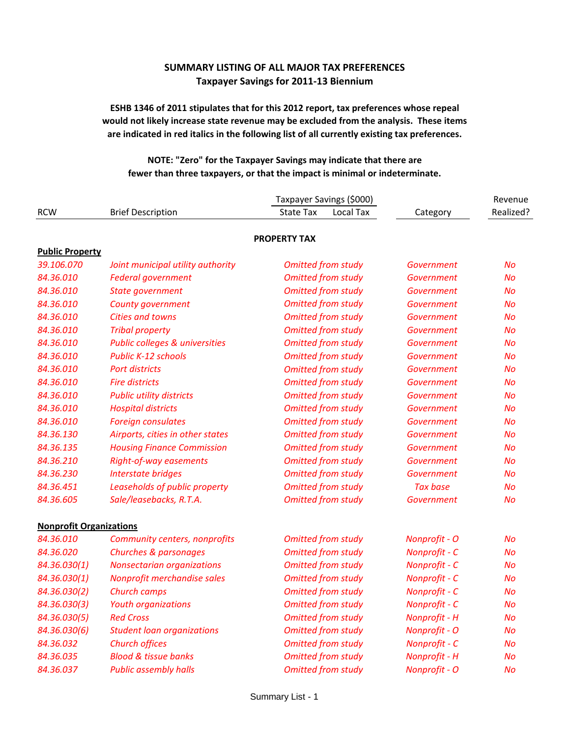## SUMMARY LISTING OF ALL MAJOR TAX PREFERENCES
### Taxpayer Savings for 2011-13 Biennium

**ESHB 1346 of 2011 stipulates that for this 2012 report, tax preferences whose repeal would not likely increase state revenue may be excluded from the analysis. These items are indicated in red italics in the following list of all currently existing tax preferences.**

**NOTE: "Zero" for the Taxpayer Savings may indicate that there are fewer than three taxpayers, or that the impact is minimal or indeterminate.**

| RCW | Brief Description | Taxpayer Savings ($000) State Tax | Taxpayer Savings ($000) Local Tax | Category | Revenue Realized? |
|---|---|---|---|---|---|
| | | **PROPERTY TAX** | | | |
| **Public Property** | | | | | |
| *39.106.070* | *Joint municipal utility authority* | *Omitted from study* | | *Government* | *No* |
| *84.36.010* | *Federal government* | *Omitted from study* | | *Government* | *No* |
| *84.36.010* | *State government* | *Omitted from study* | | *Government* | *No* |
| *84.36.010* | *County government* | *Omitted from study* | | *Government* | *No* |
| *84.36.010* | *Cities and towns* | *Omitted from study* | | *Government* | *No* |
| *84.36.010* | *Tribal property* | *Omitted from study* | | *Government* | *No* |
| *84.36.010* | *Public colleges & universities* | *Omitted from study* | | *Government* | *No* |
| *84.36.010* | *Public K-12 schools* | *Omitted from study* | | *Government* | *No* |
| *84.36.010* | *Port districts* | *Omitted from study* | | *Government* | *No* |
| *84.36.010* | *Fire districts* | *Omitted from study* | | *Government* | *No* |
| *84.36.010* | *Public utility districts* | *Omitted from study* | | *Government* | *No* |
| *84.36.010* | *Hospital districts* | *Omitted from study* | | *Government* | *No* |
| *84.36.010* | *Foreign consulates* | *Omitted from study* | | *Government* | *No* |
| *84.36.130* | *Airports, cities in other states* | *Omitted from study* | | *Government* | *No* |
| *84.36.135* | *Housing Finance Commission* | *Omitted from study* | | *Government* | *No* |
| *84.36.210* | *Right-of-way easements* | *Omitted from study* | | *Government* | *No* |
| *84.36.230* | *Interstate bridges* | *Omitted from study* | | *Government* | *No* |
| *84.36.451* | *Leaseholds of public property* | *Omitted from study* | | *Tax base* | *No* |
| *84.36.605* | *Sale/leasebacks, R.T.A.* | *Omitted from study* | | *Government* | *No* |
| **Nonprofit Organizations** | | | | | |
| *84.36.010* | *Community centers, nonprofits* | *Omitted from study* | | *Nonprofit - O* | *No* |
| *84.36.020* | *Churches & parsonages* | *Omitted from study* | | *Nonprofit - C* | *No* |
| *84.36.030(1)* | *Nonsectarian organizations* | *Omitted from study* | | *Nonprofit - C* | *No* |
| *84.36.030(1)* | *Nonprofit merchandise sales* | *Omitted from study* | | *Nonprofit - C* | *No* |
| *84.36.030(2)* | *Church camps* | *Omitted from study* | | *Nonprofit - C* | *No* |
| *84.36.030(3)* | *Youth organizations* | *Omitted from study* | | *Nonprofit - C* | *No* |
| *84.36.030(5)* | *Red Cross* | *Omitted from study* | | *Nonprofit - H* | *No* |
| *84.36.030(6)* | *Student loan organizations* | *Omitted from study* | | *Nonprofit - O* | *No* |
| *84.36.032* | *Church offices* | *Omitted from study* | | *Nonprofit - C* | *No* |
| *84.36.035* | *Blood & tissue banks* | *Omitted from study* | | *Nonprofit - H* | *No* |
| *84.36.037* | *Public assembly halls* | *Omitted from study* | | *Nonprofit - O* | *No* |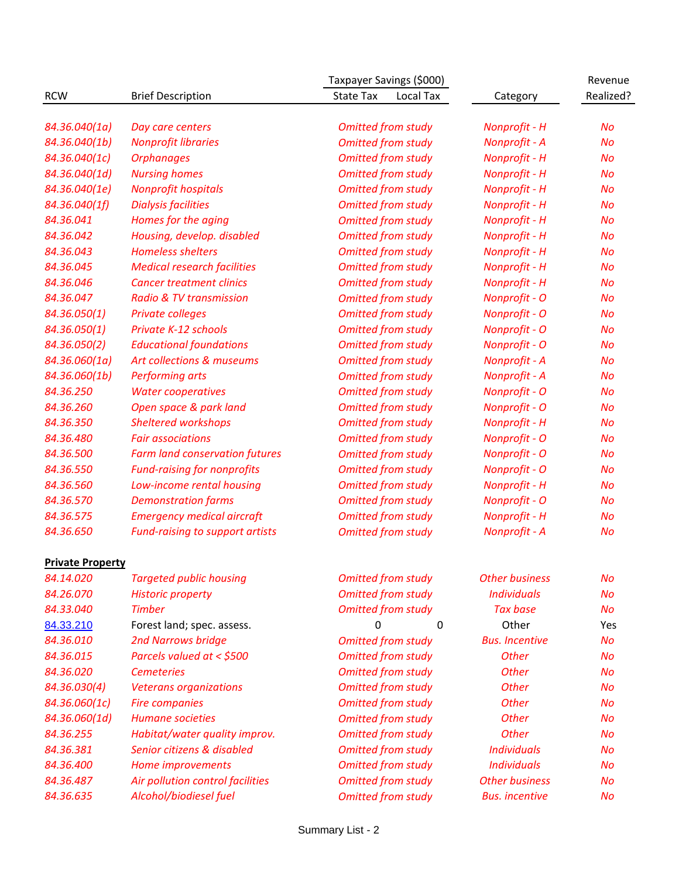| RCW | Brief Description | Taxpayer Savings ($000) State Tax | Local Tax | Category | Revenue Realized? |
|---|---|---|---|---|---|
| *84.36.040(1a)* | *Day care centers* | *Omitted from study* | | *Nonprofit - H* | *No* |
| *84.36.040(1b)* | *Nonprofit libraries* | *Omitted from study* | | *Nonprofit - A* | *No* |
| *84.36.040(1c)* | *Orphanages* | *Omitted from study* | | *Nonprofit - H* | *No* |
| *84.36.040(1d)* | *Nursing homes* | *Omitted from study* | | *Nonprofit - H* | *No* |
| *84.36.040(1e)* | *Nonprofit hospitals* | *Omitted from study* | | *Nonprofit - H* | *No* |
| *84.36.040(1f)* | *Dialysis facilities* | *Omitted from study* | | *Nonprofit - H* | *No* |
| *84.36.041* | *Homes for the aging* | *Omitted from study* | | *Nonprofit - H* | *No* |
| *84.36.042* | *Housing, develop. disabled* | *Omitted from study* | | *Nonprofit - H* | *No* |
| *84.36.043* | *Homeless shelters* | *Omitted from study* | | *Nonprofit - H* | *No* |
| *84.36.045* | *Medical research facilities* | *Omitted from study* | | *Nonprofit - H* | *No* |
| *84.36.046* | *Cancer treatment clinics* | *Omitted from study* | | *Nonprofit - H* | *No* |
| *84.36.047* | *Radio & TV transmission* | *Omitted from study* | | *Nonprofit - O* | *No* |
| *84.36.050(1)* | *Private colleges* | *Omitted from study* | | *Nonprofit - O* | *No* |
| *84.36.050(1)* | *Private K-12 schools* | *Omitted from study* | | *Nonprofit - O* | *No* |
| *84.36.050(2)* | *Educational foundations* | *Omitted from study* | | *Nonprofit - O* | *No* |
| *84.36.060(1a)* | *Art collections & museums* | *Omitted from study* | | *Nonprofit - A* | *No* |
| *84.36.060(1b)* | *Performing arts* | *Omitted from study* | | *Nonprofit - A* | *No* |
| *84.36.250* | *Water cooperatives* | *Omitted from study* | | *Nonprofit - O* | *No* |
| *84.36.260* | *Open space & park land* | *Omitted from study* | | *Nonprofit - O* | *No* |
| *84.36.350* | *Sheltered workshops* | *Omitted from study* | | *Nonprofit - H* | *No* |
| *84.36.480* | *Fair associations* | *Omitted from study* | | *Nonprofit - O* | *No* |
| *84.36.500* | *Farm land conservation futures* | *Omitted from study* | | *Nonprofit - O* | *No* |
| *84.36.550* | *Fund-raising for nonprofits* | *Omitted from study* | | *Nonprofit - O* | *No* |
| *84.36.560* | *Low-income rental housing* | *Omitted from study* | | *Nonprofit - H* | *No* |
| *84.36.570* | *Demonstration farms* | *Omitted from study* | | *Nonprofit - O* | *No* |
| *84.36.575* | *Emergency medical aircraft* | *Omitted from study* | | *Nonprofit - H* | *No* |
| *84.36.650* | *Fund-raising to support artists* | *Omitted from study* | | *Nonprofit - A* | *No* |
| **Private Property** | | | | | |
| *84.14.020* | *Targeted public housing* | *Omitted from study* | | *Other business* | *No* |
| *84.26.070* | *Historic property* | *Omitted from study* | | *Individuals* | *No* |
| *84.33.040* | *Timber* | *Omitted from study* | | *Tax base* | *No* |
| 84.33.210 | Forest land; spec. assess. | 0 | 0 | Other | Yes |
| *84.36.010* | *2nd Narrows bridge* | *Omitted from study* | | *Bus. Incentive* | *No* |
| *84.36.015* | *Parcels valued at < $500* | *Omitted from study* | | *Other* | *No* |
| *84.36.020* | *Cemeteries* | *Omitted from study* | | *Other* | *No* |
| *84.36.030(4)* | *Veterans organizations* | *Omitted from study* | | *Other* | *No* |
| *84.36.060(1c)* | *Fire companies* | *Omitted from study* | | *Other* | *No* |
| *84.36.060(1d)* | *Humane societies* | *Omitted from study* | | *Other* | *No* |
| *84.36.255* | *Habitat/water quality improv.* | *Omitted from study* | | *Other* | *No* |
| *84.36.381* | *Senior citizens & disabled* | *Omitted from study* | | *Individuals* | *No* |
| *84.36.400* | *Home improvements* | *Omitted from study* | | *Individuals* | *No* |
| *84.36.487* | *Air pollution control facilities* | *Omitted from study* | | *Other business* | *No* |
| *84.36.635* | *Alcohol/biodiesel fuel* | *Omitted from study* | | *Bus. incentive* | *No* |

Summary List - 2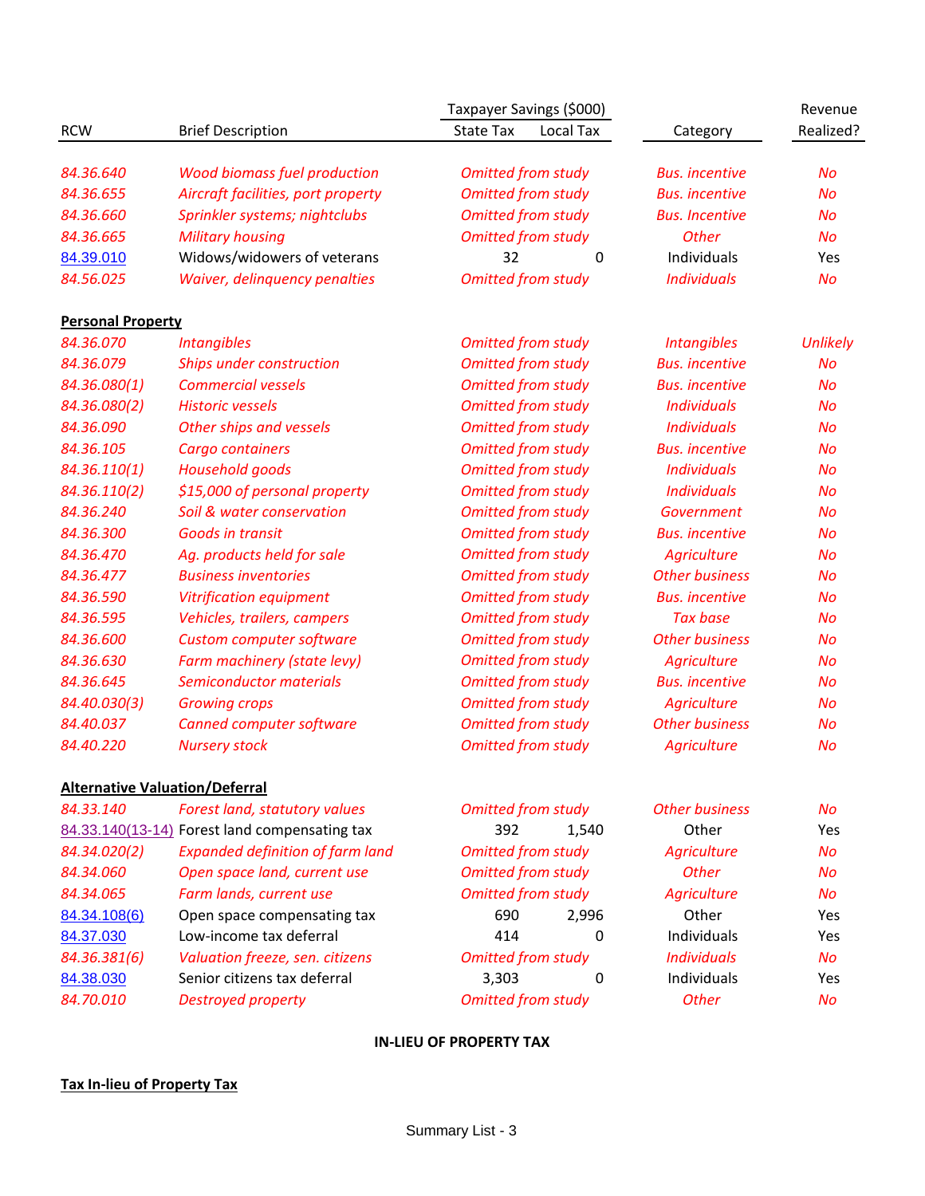| RCW | Brief Description | Taxpayer Savings ($000) State Tax | Local Tax | Category | Revenue Realized? |
|---|---|---|---|---|---|
| *84.36.640* | *Wood biomass fuel production* | *Omitted from study* | | *Bus. incentive* | *No* |
| *84.36.655* | *Aircraft facilities, port property* | *Omitted from study* | | *Bus. incentive* | *No* |
| *84.36.660* | *Sprinkler systems; nightclubs* | *Omitted from study* | | *Bus. Incentive* | *No* |
| *84.36.665* | *Military housing* | *Omitted from study* | | *Other* | *No* |
| 84.39.010 | Widows/widowers of veterans | 32 | 0 | Individuals | Yes |
| *84.56.025* | *Waiver, delinquency penalties* | *Omitted from study* | | *Individuals* | *No* |
| **Personal Property** | | | | | |
| *84.36.070* | *Intangibles* | *Omitted from study* | | *Intangibles* | *Unlikely* |
| *84.36.079* | *Ships under construction* | *Omitted from study* | | *Bus. incentive* | *No* |
| *84.36.080(1)* | *Commercial vessels* | *Omitted from study* | | *Bus. incentive* | *No* |
| *84.36.080(2)* | *Historic vessels* | *Omitted from study* | | *Individuals* | *No* |
| *84.36.090* | *Other ships and vessels* | *Omitted from study* | | *Individuals* | *No* |
| *84.36.105* | *Cargo containers* | *Omitted from study* | | *Bus. incentive* | *No* |
| *84.36.110(1)* | *Household goods* | *Omitted from study* | | *Individuals* | *No* |
| *84.36.110(2)* | *$15,000 of personal property* | *Omitted from study* | | *Individuals* | *No* |
| *84.36.240* | *Soil & water conservation* | *Omitted from study* | | *Government* | *No* |
| *84.36.300* | *Goods in transit* | *Omitted from study* | | *Bus. incentive* | *No* |
| *84.36.470* | *Ag. products held for sale* | *Omitted from study* | | *Agriculture* | *No* |
| *84.36.477* | *Business inventories* | *Omitted from study* | | *Other business* | *No* |
| *84.36.590* | *Vitrification equipment* | *Omitted from study* | | *Bus. incentive* | *No* |
| *84.36.595* | *Vehicles, trailers, campers* | *Omitted from study* | | *Tax base* | *No* |
| *84.36.600* | *Custom computer software* | *Omitted from study* | | *Other business* | *No* |
| *84.36.630* | *Farm machinery (state levy)* | *Omitted from study* | | *Agriculture* | *No* |
| *84.36.645* | *Semiconductor materials* | *Omitted from study* | | *Bus. incentive* | *No* |
| *84.40.030(3)* | *Growing crops* | *Omitted from study* | | *Agriculture* | *No* |
| *84.40.037* | *Canned computer software* | *Omitted from study* | | *Other business* | *No* |
| *84.40.220* | *Nursery stock* | *Omitted from study* | | *Agriculture* | *No* |
| **Alternative Valuation/Deferral** | | | | | |
| *84.33.140* | *Forest land, statutory values* | *Omitted from study* | | *Other business* | *No* |
| 84.33.140(13-14) | Forest land compensating tax | 392 | 1,540 | Other | Yes |
| *84.34.020(2)* | *Expanded definition of farm land* | *Omitted from study* | | *Agriculture* | *No* |
| *84.34.060* | *Open space land, current use* | *Omitted from study* | | *Other* | *No* |
| *84.34.065* | *Farm lands, current use* | *Omitted from study* | | *Agriculture* | *No* |
| 84.34.108(6) | Open space compensating tax | 690 | 2,996 | Other | Yes |
| 84.37.030 | Low-income tax deferral | 414 | 0 | Individuals | Yes |
| *84.36.381(6)* | *Valuation freeze, sen. citizens* | *Omitted from study* | | *Individuals* | *No* |
| 84.38.030 | Senior citizens tax deferral | 3,303 | 0 | Individuals | Yes |
| *84.70.010* | *Destroyed property* | *Omitted from study* | | *Other* | *No* |

**IN-LIEU OF PROPERTY TAX**

**Tax In-lieu of Property Tax**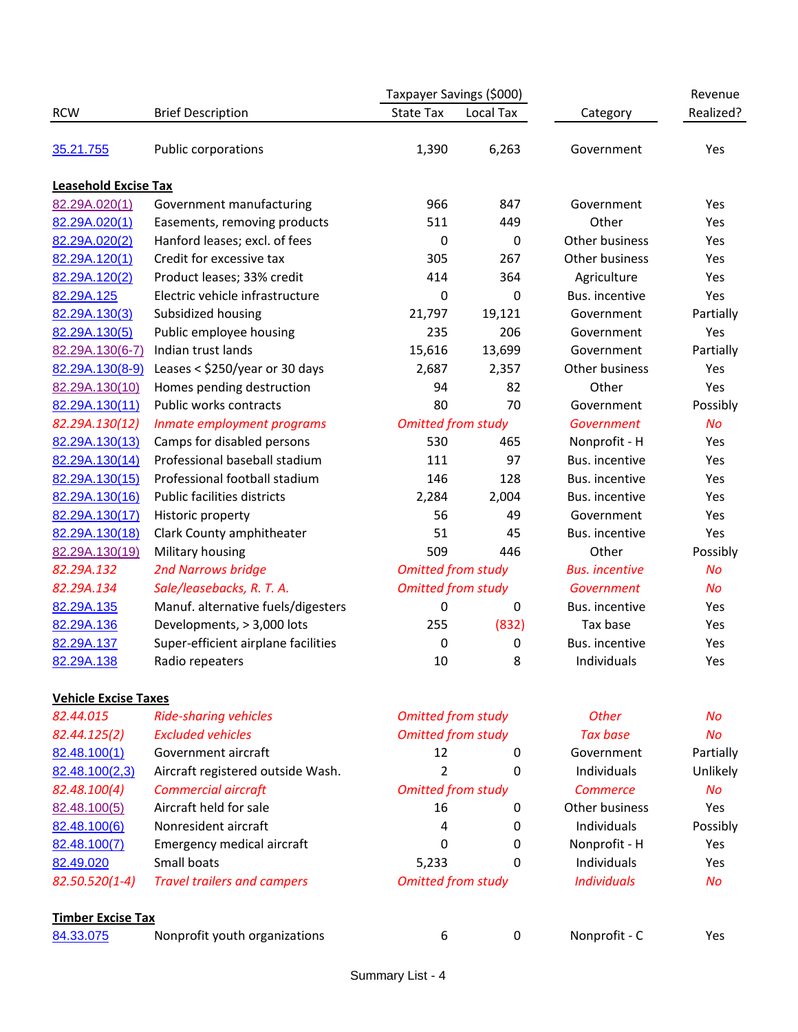| RCW | Brief Description | Taxpayer Savings ($000) | | Category | Revenue Realized? |
|---|---|---|---|---|---|
| | | State Tax | Local Tax | | |
| 35.21.755 | Public corporations | 1,390 | 6,263 | Government | Yes |
| **Leasehold Excise Tax** | | | | | |
| 82.29A.020(1) | Government manufacturing | 966 | 847 | Government | Yes |
| 82.29A.020(1) | Easements, removing products | 511 | 449 | Other | Yes |
| 82.29A.020(2) | Hanford leases; excl. of fees | 0 | 0 | Other business | Yes |
| 82.29A.120(1) | Credit for excessive tax | 305 | 267 | Other business | Yes |
| 82.29A.120(2) | Product leases; 33% credit | 414 | 364 | Agriculture | Yes |
| 82.29A.125 | Electric vehicle infrastructure | 0 | 0 | Bus. incentive | Yes |
| 82.29A.130(3) | Subsidized housing | 21,797 | 19,121 | Government | Partially |
| 82.29A.130(5) | Public employee housing | 235 | 206 | Government | Yes |
| 82.29A.130(6-7) | Indian trust lands | 15,616 | 13,699 | Government | Partially |
| 82.29A.130(8-9) | Leases < $250/year or 30 days | 2,687 | 2,357 | Other business | Yes |
| 82.29A.130(10) | Homes pending destruction | 94 | 82 | Other | Yes |
| 82.29A.130(11) | Public works contracts | 80 | 70 | Government | Possibly |
| *82.29A.130(12)* | *Inmate employment programs* | *Omitted from study* | | *Government* | *No* |
| 82.29A.130(13) | Camps for disabled persons | 530 | 465 | Nonprofit - H | Yes |
| 82.29A.130(14) | Professional baseball stadium | 111 | 97 | Bus. incentive | Yes |
| 82.29A.130(15) | Professional football stadium | 146 | 128 | Bus. incentive | Yes |
| 82.29A.130(16) | Public facilities districts | 2,284 | 2,004 | Bus. incentive | Yes |
| 82.29A.130(17) | Historic property | 56 | 49 | Government | Yes |
| 82.29A.130(18) | Clark County amphitheater | 51 | 45 | Bus. incentive | Yes |
| 82.29A.130(19) | Military housing | 509 | 446 | Other | Possibly |
| *82.29A.132* | *2nd Narrows bridge* | *Omitted from study* | | *Bus. incentive* | *No* |
| *82.29A.134* | *Sale/leasebacks, R. T. A.* | *Omitted from study* | | *Government* | *No* |
| 82.29A.135 | Manuf. alternative fuels/digesters | 0 | 0 | Bus. incentive | Yes |
| 82.29A.136 | Developments, > 3,000 lots | 255 | (832) | Tax base | Yes |
| 82.29A.137 | Super-efficient airplane facilities | 0 | 0 | Bus. incentive | Yes |
| 82.29A.138 | Radio repeaters | 10 | 8 | Individuals | Yes |
| **Vehicle Excise Taxes** | | | | | |
| *82.44.015* | *Ride-sharing vehicles* | *Omitted from study* | | *Other* | *No* |
| *82.44.125(2)* | *Excluded vehicles* | *Omitted from study* | | *Tax base* | *No* |
| 82.48.100(1) | Government aircraft | 12 | 0 | Government | Partially |
| 82.48.100(2,3) | Aircraft registered outside Wash. | 2 | 0 | Individuals | Unlikely |
| *82.48.100(4)* | *Commercial aircraft* | *Omitted from study* | | *Commerce* | *No* |
| 82.48.100(5) | Aircraft held for sale | 16 | 0 | Other business | Yes |
| 82.48.100(6) | Nonresident aircraft | 4 | 0 | Individuals | Possibly |
| 82.48.100(7) | Emergency medical aircraft | 0 | 0 | Nonprofit - H | Yes |
| 82.49.020 | Small boats | 5,233 | 0 | Individuals | Yes |
| *82.50.520(1-4)* | *Travel trailers and campers* | *Omitted from study* | | *Individuals* | *No* |
| **Timber Excise Tax** | | | | | |
| 84.33.075 | Nonprofit youth organizations | 6 | 0 | Nonprofit - C | Yes |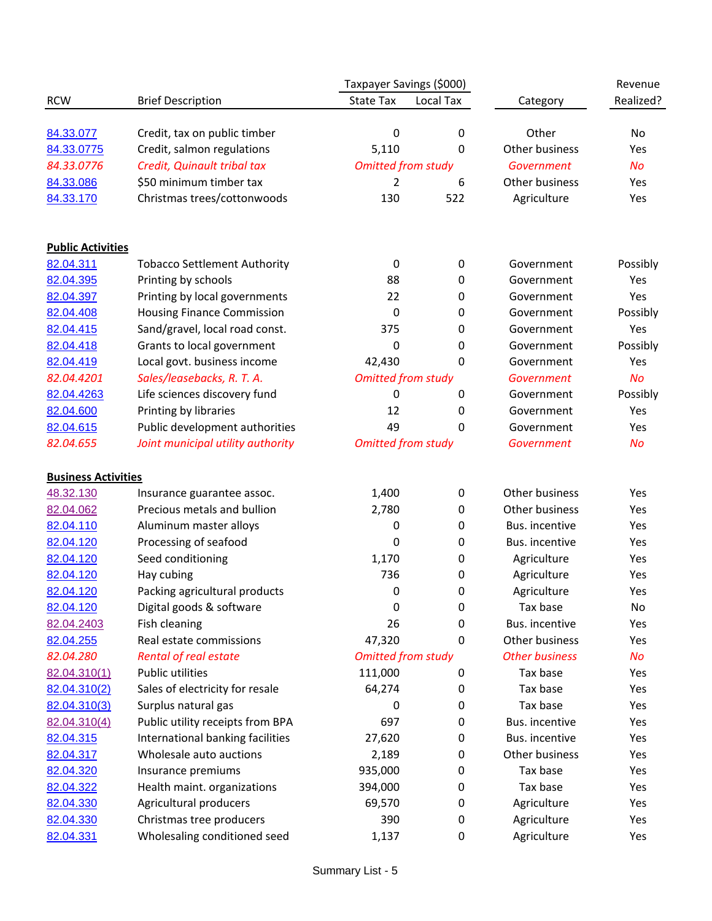| RCW | Brief Description | Taxpayer Savings ($000) |  | Category | Revenue Realized? |
|---|---|---|---|---|---|
|  |  | State Tax | Local Tax |  |  |
| 84.33.077 | Credit, tax on public timber | 0 | 0 | Other | No |
| 84.33.0775 | Credit, salmon regulations | 5,110 | 0 | Other business | Yes |
| *84.33.0776* | *Credit, Quinault tribal tax* | *Omitted from study* |  | *Government* | *No* |
| 84.33.086 | $50 minimum timber tax | 2 | 6 | Other business | Yes |
| 84.33.170 | Christmas trees/cottonwoods | 130 | 522 | Agriculture | Yes |
| **Public Activities** |  |  |  |  |  |
| 82.04.311 | Tobacco Settlement Authority | 0 | 0 | Government | Possibly |
| 82.04.395 | Printing by schools | 88 | 0 | Government | Yes |
| 82.04.397 | Printing by local governments | 22 | 0 | Government | Yes |
| 82.04.408 | Housing Finance Commission | 0 | 0 | Government | Possibly |
| 82.04.415 | Sand/gravel, local road const. | 375 | 0 | Government | Yes |
| 82.04.418 | Grants to local government | 0 | 0 | Government | Possibly |
| 82.04.419 | Local govt. business income | 42,430 | 0 | Government | Yes |
| *82.04.4201* | *Sales/leasebacks, R. T. A.* | *Omitted from study* |  | *Government* | *No* |
| 82.04.4263 | Life sciences discovery fund | 0 | 0 | Government | Possibly |
| 82.04.600 | Printing by libraries | 12 | 0 | Government | Yes |
| 82.04.615 | Public development authorities | 49 | 0 | Government | Yes |
| *82.04.655* | *Joint municipal utility authority* | *Omitted from study* |  | *Government* | *No* |
| **Business Activities** |  |  |  |  |  |
| 48.32.130 | Insurance guarantee assoc. | 1,400 | 0 | Other business | Yes |
| 82.04.062 | Precious metals and bullion | 2,780 | 0 | Other business | Yes |
| 82.04.110 | Aluminum master alloys | 0 | 0 | Bus. incentive | Yes |
| 82.04.120 | Processing of seafood | 0 | 0 | Bus. incentive | Yes |
| 82.04.120 | Seed conditioning | 1,170 | 0 | Agriculture | Yes |
| 82.04.120 | Hay cubing | 736 | 0 | Agriculture | Yes |
| 82.04.120 | Packing agricultural products | 0 | 0 | Agriculture | Yes |
| 82.04.120 | Digital goods & software | 0 | 0 | Tax base | No |
| 82.04.2403 | Fish cleaning | 26 | 0 | Bus. incentive | Yes |
| 82.04.255 | Real estate commissions | 47,320 | 0 | Other business | Yes |
| *82.04.280* | *Rental of real estate* | *Omitted from study* |  | *Other business* | *No* |
| 82.04.310(1) | Public utilities | 111,000 | 0 | Tax base | Yes |
| 82.04.310(2) | Sales of electricity for resale | 64,274 | 0 | Tax base | Yes |
| 82.04.310(3) | Surplus natural gas | 0 | 0 | Tax base | Yes |
| 82.04.310(4) | Public utility receipts from BPA | 697 | 0 | Bus. incentive | Yes |
| 82.04.315 | International banking facilities | 27,620 | 0 | Bus. incentive | Yes |
| 82.04.317 | Wholesale auto auctions | 2,189 | 0 | Other business | Yes |
| 82.04.320 | Insurance premiums | 935,000 | 0 | Tax base | Yes |
| 82.04.322 | Health maint. organizations | 394,000 | 0 | Tax base | Yes |
| 82.04.330 | Agricultural producers | 69,570 | 0 | Agriculture | Yes |
| 82.04.330 | Christmas tree producers | 390 | 0 | Agriculture | Yes |
| 82.04.331 | Wholesaling conditioned seed | 1,137 | 0 | Agriculture | Yes |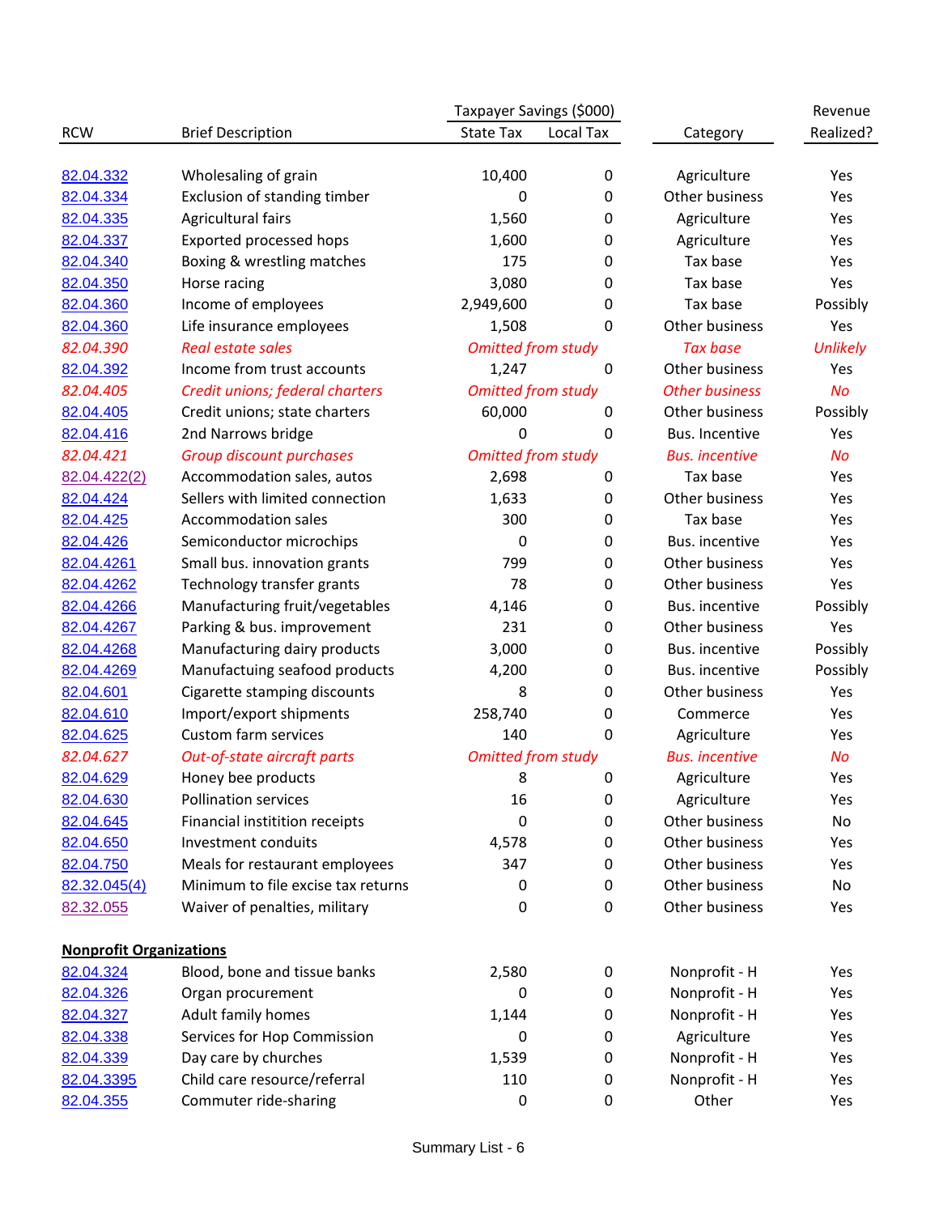| RCW | Brief Description | Taxpayer Savings ($000) State Tax | Local Tax | Category | Revenue Realized? |
|---|---|---|---|---|---|
| 82.04.332 | Wholesaling of grain | 10,400 | 0 | Agriculture | Yes |
| 82.04.334 | Exclusion of standing timber | 0 | 0 | Other business | Yes |
| 82.04.335 | Agricultural fairs | 1,560 | 0 | Agriculture | Yes |
| 82.04.337 | Exported processed hops | 1,600 | 0 | Agriculture | Yes |
| 82.04.340 | Boxing & wrestling matches | 175 | 0 | Tax base | Yes |
| 82.04.350 | Horse racing | 3,080 | 0 | Tax base | Yes |
| 82.04.360 | Income of employees | 2,949,600 | 0 | Tax base | Possibly |
| 82.04.360 | Life insurance employees | 1,508 | 0 | Other business | Yes |
| *82.04.390* | *Real estate sales* | *Omitted from study* | | *Tax base* | *Unlikely* |
| 82.04.392 | Income from trust accounts | 1,247 | 0 | Other business | Yes |
| *82.04.405* | *Credit unions; federal charters* | *Omitted from study* | | *Other business* | *No* |
| 82.04.405 | Credit unions; state charters | 60,000 | 0 | Other business | Possibly |
| 82.04.416 | 2nd Narrows bridge | 0 | 0 | Bus. Incentive | Yes |
| *82.04.421* | *Group discount purchases* | *Omitted from study* | | *Bus. incentive* | *No* |
| 82.04.422(2) | Accommodation sales, autos | 2,698 | 0 | Tax base | Yes |
| 82.04.424 | Sellers with limited connection | 1,633 | 0 | Other business | Yes |
| 82.04.425 | Accommodation sales | 300 | 0 | Tax base | Yes |
| 82.04.426 | Semiconductor microchips | 0 | 0 | Bus. incentive | Yes |
| 82.04.4261 | Small bus. innovation grants | 799 | 0 | Other business | Yes |
| 82.04.4262 | Technology transfer grants | 78 | 0 | Other business | Yes |
| 82.04.4266 | Manufacturing fruit/vegetables | 4,146 | 0 | Bus. incentive | Possibly |
| 82.04.4267 | Parking & bus. improvement | 231 | 0 | Other business | Yes |
| 82.04.4268 | Manufacturing dairy products | 3,000 | 0 | Bus. incentive | Possibly |
| 82.04.4269 | Manufactuing seafood products | 4,200 | 0 | Bus. incentive | Possibly |
| 82.04.601 | Cigarette stamping discounts | 8 | 0 | Other business | Yes |
| 82.04.610 | Import/export shipments | 258,740 | 0 | Commerce | Yes |
| 82.04.625 | Custom farm services | 140 | 0 | Agriculture | Yes |
| *82.04.627* | *Out-of-state aircraft parts* | *Omitted from study* | | *Bus. incentive* | *No* |
| 82.04.629 | Honey bee products | 8 | 0 | Agriculture | Yes |
| 82.04.630 | Pollination services | 16 | 0 | Agriculture | Yes |
| 82.04.645 | Financial institition receipts | 0 | 0 | Other business | No |
| 82.04.650 | Investment conduits | 4,578 | 0 | Other business | Yes |
| 82.04.750 | Meals for restaurant employees | 347 | 0 | Other business | Yes |
| 82.32.045(4) | Minimum to file excise tax returns | 0 | 0 | Other business | No |
| 82.32.055 | Waiver of penalties, military | 0 | 0 | Other business | Yes |
| **Nonprofit Organizations** | | | | | |
| 82.04.324 | Blood, bone and tissue banks | 2,580 | 0 | Nonprofit - H | Yes |
| 82.04.326 | Organ procurement | 0 | 0 | Nonprofit - H | Yes |
| 82.04.327 | Adult family homes | 1,144 | 0 | Nonprofit - H | Yes |
| 82.04.338 | Services for Hop Commission | 0 | 0 | Agriculture | Yes |
| 82.04.339 | Day care by churches | 1,539 | 0 | Nonprofit - H | Yes |
| 82.04.3395 | Child care resource/referral | 110 | 0 | Nonprofit - H | Yes |
| 82.04.355 | Commuter ride-sharing | 0 | 0 | Other | Yes |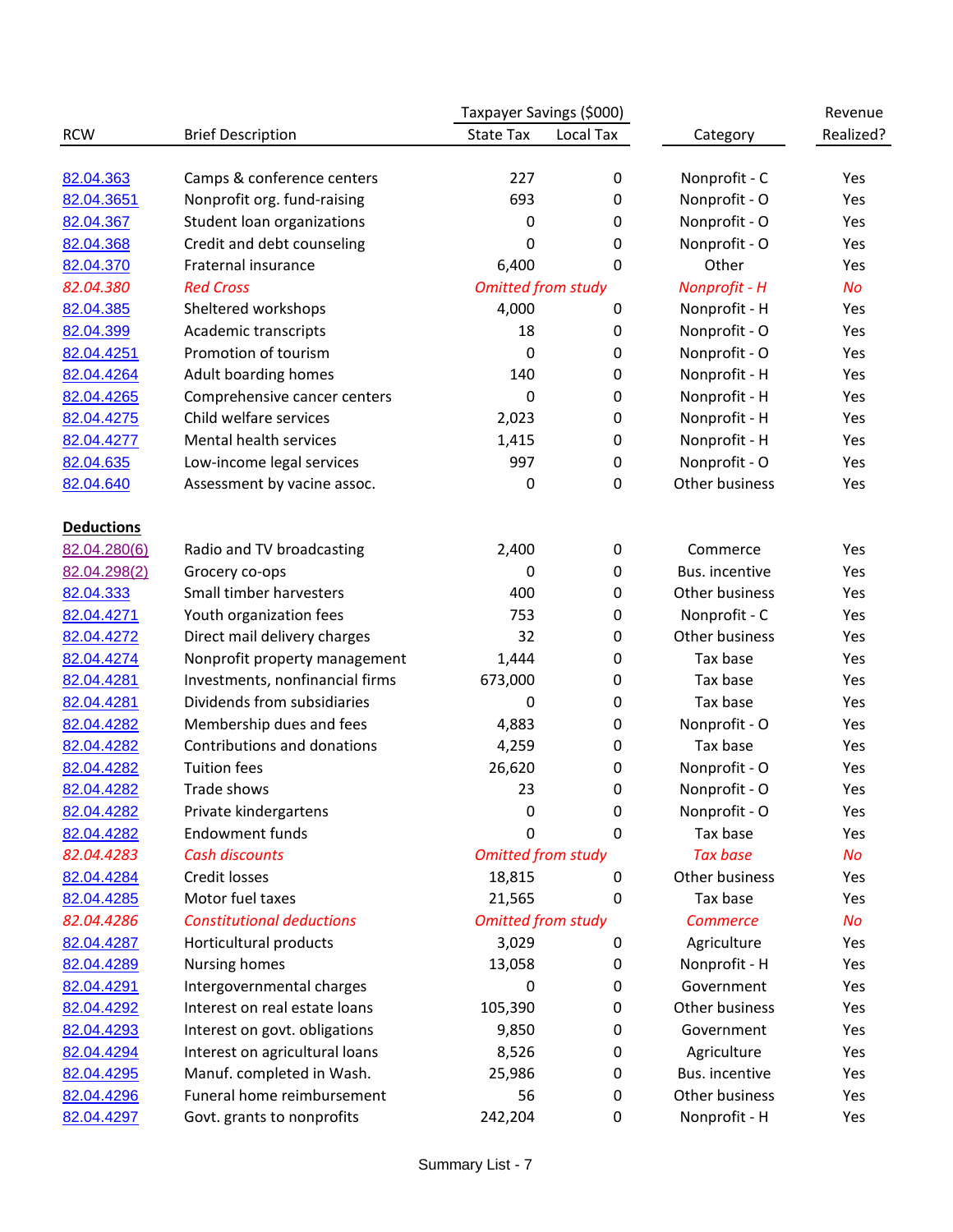| RCW | Brief Description | Taxpayer Savings ($000) | | Category | Revenue Realized? |
|---|---|---|---|---|---|
| | | State Tax | Local Tax | | |
| 82.04.363 | Camps & conference centers | 227 | 0 | Nonprofit - C | Yes |
| 82.04.3651 | Nonprofit org. fund-raising | 693 | 0 | Nonprofit - O | Yes |
| 82.04.367 | Student loan organizations | 0 | 0 | Nonprofit - O | Yes |
| 82.04.368 | Credit and debt counseling | 0 | 0 | Nonprofit - O | Yes |
| 82.04.370 | Fraternal insurance | 6,400 | 0 | Other | Yes |
| *82.04.380* | *Red Cross* | *Omitted from study* | | *Nonprofit - H* | *No* |
| 82.04.385 | Sheltered workshops | 4,000 | 0 | Nonprofit - H | Yes |
| 82.04.399 | Academic transcripts | 18 | 0 | Nonprofit - O | Yes |
| 82.04.4251 | Promotion of tourism | 0 | 0 | Nonprofit - O | Yes |
| 82.04.4264 | Adult boarding homes | 140 | 0 | Nonprofit - H | Yes |
| 82.04.4265 | Comprehensive cancer centers | 0 | 0 | Nonprofit - H | Yes |
| 82.04.4275 | Child welfare services | 2,023 | 0 | Nonprofit - H | Yes |
| 82.04.4277 | Mental health services | 1,415 | 0 | Nonprofit - H | Yes |
| 82.04.635 | Low-income legal services | 997 | 0 | Nonprofit - O | Yes |
| 82.04.640 | Assessment by vacine assoc. | 0 | 0 | Other business | Yes |
| **Deductions** | | | | | |
| 82.04.280(6) | Radio and TV broadcasting | 2,400 | 0 | Commerce | Yes |
| 82.04.298(2) | Grocery co-ops | 0 | 0 | Bus. incentive | Yes |
| 82.04.333 | Small timber harvesters | 400 | 0 | Other business | Yes |
| 82.04.4271 | Youth organization fees | 753 | 0 | Nonprofit - C | Yes |
| 82.04.4272 | Direct mail delivery charges | 32 | 0 | Other business | Yes |
| 82.04.4274 | Nonprofit property management | 1,444 | 0 | Tax base | Yes |
| 82.04.4281 | Investments, nonfinancial firms | 673,000 | 0 | Tax base | Yes |
| 82.04.4281 | Dividends from subsidiaries | 0 | 0 | Tax base | Yes |
| 82.04.4282 | Membership dues and fees | 4,883 | 0 | Nonprofit - O | Yes |
| 82.04.4282 | Contributions and donations | 4,259 | 0 | Tax base | Yes |
| 82.04.4282 | Tuition fees | 26,620 | 0 | Nonprofit - O | Yes |
| 82.04.4282 | Trade shows | 23 | 0 | Nonprofit - O | Yes |
| 82.04.4282 | Private kindergartens | 0 | 0 | Nonprofit - O | Yes |
| 82.04.4282 | Endowment funds | 0 | 0 | Tax base | Yes |
| *82.04.4283* | *Cash discounts* | *Omitted from study* | | *Tax base* | *No* |
| 82.04.4284 | Credit losses | 18,815 | 0 | Other business | Yes |
| 82.04.4285 | Motor fuel taxes | 21,565 | 0 | Tax base | Yes |
| *82.04.4286* | *Constitutional deductions* | *Omitted from study* | | *Commerce* | *No* |
| 82.04.4287 | Horticultural products | 3,029 | 0 | Agriculture | Yes |
| 82.04.4289 | Nursing homes | 13,058 | 0 | Nonprofit - H | Yes |
| 82.04.4291 | Intergovernmental charges | 0 | 0 | Government | Yes |
| 82.04.4292 | Interest on real estate loans | 105,390 | 0 | Other business | Yes |
| 82.04.4293 | Interest on govt. obligations | 9,850 | 0 | Government | Yes |
| 82.04.4294 | Interest on agricultural loans | 8,526 | 0 | Agriculture | Yes |
| 82.04.4295 | Manuf. completed in Wash. | 25,986 | 0 | Bus. incentive | Yes |
| 82.04.4296 | Funeral home reimbursement | 56 | 0 | Other business | Yes |
| 82.04.4297 | Govt. grants to nonprofits | 242,204 | 0 | Nonprofit - H | Yes |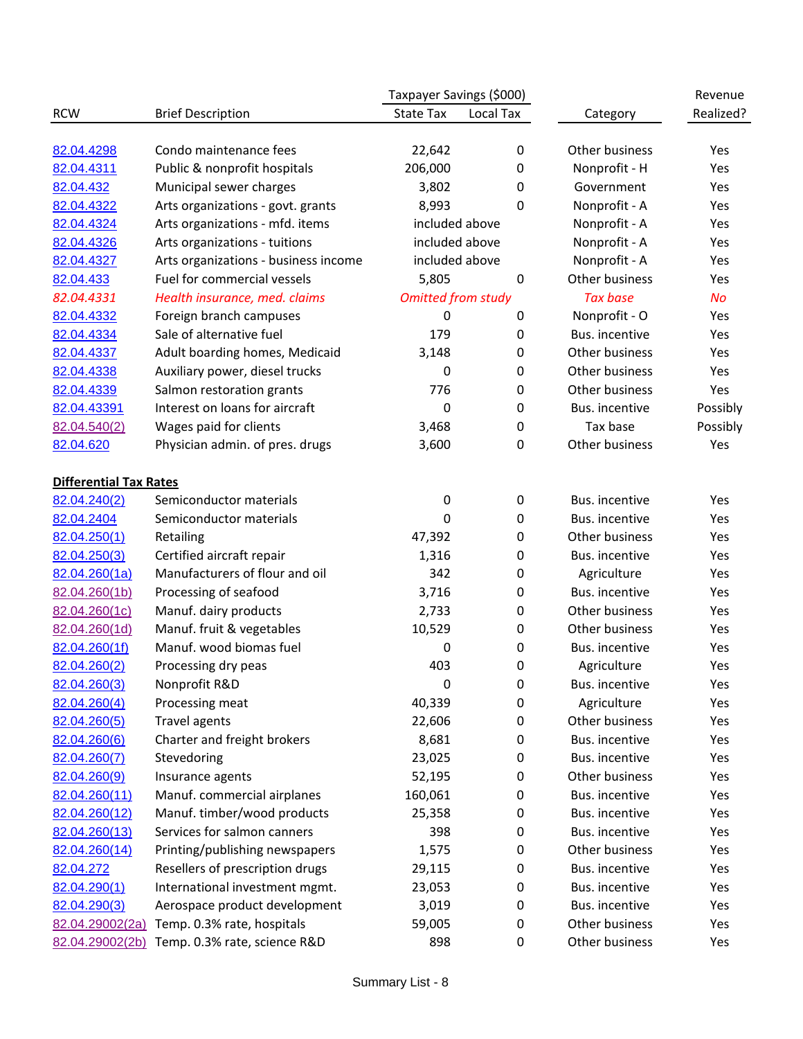| RCW | Brief Description | Taxpayer Savings ($000) | | Category | Revenue Realized? |
|---|---|---|---|---|---|
| | | State Tax | Local Tax | | |
| 82.04.4298 | Condo maintenance fees | 22,642 | 0 | Other business | Yes |
| 82.04.4311 | Public & nonprofit hospitals | 206,000 | 0 | Nonprofit - H | Yes |
| 82.04.432 | Municipal sewer charges | 3,802 | 0 | Government | Yes |
| 82.04.4322 | Arts organizations - govt. grants | 8,993 | 0 | Nonprofit - A | Yes |
| 82.04.4324 | Arts organizations - mfd. items | included above | | Nonprofit - A | Yes |
| 82.04.4326 | Arts organizations - tuitions | included above | | Nonprofit - A | Yes |
| 82.04.4327 | Arts organizations - business income | included above | | Nonprofit - A | Yes |
| 82.04.433 | Fuel for commercial vessels | 5,805 | 0 | Other business | Yes |
| *82.04.4331* | *Health insurance, med. claims* | *Omitted from study* | | *Tax base* | *No* |
| 82.04.4332 | Foreign branch campuses | 0 | 0 | Nonprofit - O | Yes |
| 82.04.4334 | Sale of alternative fuel | 179 | 0 | Bus. incentive | Yes |
| 82.04.4337 | Adult boarding homes, Medicaid | 3,148 | 0 | Other business | Yes |
| 82.04.4338 | Auxiliary power, diesel trucks | 0 | 0 | Other business | Yes |
| 82.04.4339 | Salmon restoration grants | 776 | 0 | Other business | Yes |
| 82.04.43391 | Interest on loans for aircraft | 0 | 0 | Bus. incentive | Possibly |
| 82.04.540(2) | Wages paid for clients | 3,468 | 0 | Tax base | Possibly |
| 82.04.620 | Physician admin. of pres. drugs | 3,600 | 0 | Other business | Yes |
| **Differential Tax Rates** | | | | | |
| 82.04.240(2) | Semiconductor materials | 0 | 0 | Bus. incentive | Yes |
| 82.04.2404 | Semiconductor materials | 0 | 0 | Bus. incentive | Yes |
| 82.04.250(1) | Retailing | 47,392 | 0 | Other business | Yes |
| 82.04.250(3) | Certified aircraft repair | 1,316 | 0 | Bus. incentive | Yes |
| 82.04.260(1a) | Manufacturers of flour and oil | 342 | 0 | Agriculture | Yes |
| 82.04.260(1b) | Processing of seafood | 3,716 | 0 | Bus. incentive | Yes |
| 82.04.260(1c) | Manuf. dairy products | 2,733 | 0 | Other business | Yes |
| 82.04.260(1d) | Manuf. fruit & vegetables | 10,529 | 0 | Other business | Yes |
| 82.04.260(1f) | Manuf. wood biomas fuel | 0 | 0 | Bus. incentive | Yes |
| 82.04.260(2) | Processing dry peas | 403 | 0 | Agriculture | Yes |
| 82.04.260(3) | Nonprofit R&D | 0 | 0 | Bus. incentive | Yes |
| 82.04.260(4) | Processing meat | 40,339 | 0 | Agriculture | Yes |
| 82.04.260(5) | Travel agents | 22,606 | 0 | Other business | Yes |
| 82.04.260(6) | Charter and freight brokers | 8,681 | 0 | Bus. incentive | Yes |
| 82.04.260(7) | Stevedoring | 23,025 | 0 | Bus. incentive | Yes |
| 82.04.260(9) | Insurance agents | 52,195 | 0 | Other business | Yes |
| 82.04.260(11) | Manuf. commercial airplanes | 160,061 | 0 | Bus. incentive | Yes |
| 82.04.260(12) | Manuf. timber/wood products | 25,358 | 0 | Bus. incentive | Yes |
| 82.04.260(13) | Services for salmon canners | 398 | 0 | Bus. incentive | Yes |
| 82.04.260(14) | Printing/publishing newspapers | 1,575 | 0 | Other business | Yes |
| 82.04.272 | Resellers of prescription drugs | 29,115 | 0 | Bus. incentive | Yes |
| 82.04.290(1) | International investment mgmt. | 23,053 | 0 | Bus. incentive | Yes |
| 82.04.290(3) | Aerospace product development | 3,019 | 0 | Bus. incentive | Yes |
| 82.04.29002(2a) | Temp. 0.3% rate, hospitals | 59,005 | 0 | Other business | Yes |
| 82.04.29002(2b) | Temp. 0.3% rate, science R&D | 898 | 0 | Other business | Yes |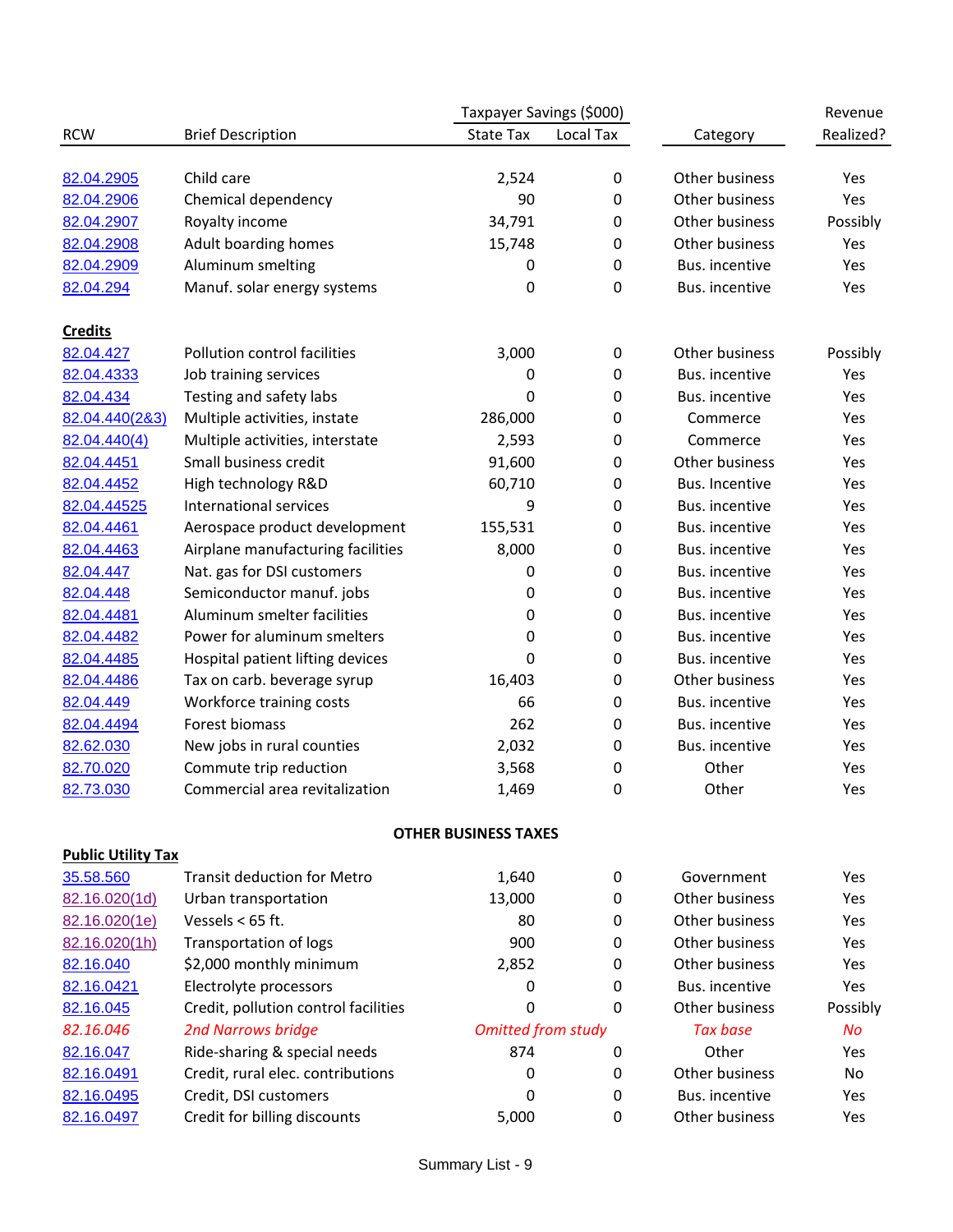| RCW | Brief Description | Taxpayer Savings ($000) State Tax | Local Tax | Category | Revenue Realized? |
|---|---|---|---|---|---|
| 82.04.2905 | Child care | 2,524 | 0 | Other business | Yes |
| 82.04.2906 | Chemical dependency | 90 | 0 | Other business | Yes |
| 82.04.2907 | Royalty income | 34,791 | 0 | Other business | Possibly |
| 82.04.2908 | Adult boarding homes | 15,748 | 0 | Other business | Yes |
| 82.04.2909 | Aluminum smelting | 0 | 0 | Bus. incentive | Yes |
| 82.04.294 | Manuf. solar energy systems | 0 | 0 | Bus. incentive | Yes |
| **Credits** | | | | | |
| 82.04.427 | Pollution control facilities | 3,000 | 0 | Other business | Possibly |
| 82.04.4333 | Job training services | 0 | 0 | Bus. incentive | Yes |
| 82.04.434 | Testing and safety labs | 0 | 0 | Bus. incentive | Yes |
| 82.04.440(2&3) | Multiple activities, instate | 286,000 | 0 | Commerce | Yes |
| 82.04.440(4) | Multiple activities, interstate | 2,593 | 0 | Commerce | Yes |
| 82.04.4451 | Small business credit | 91,600 | 0 | Other business | Yes |
| 82.04.4452 | High technology R&D | 60,710 | 0 | Bus. Incentive | Yes |
| 82.04.44525 | International services | 9 | 0 | Bus. incentive | Yes |
| 82.04.4461 | Aerospace product development | 155,531 | 0 | Bus. incentive | Yes |
| 82.04.4463 | Airplane manufacturing facilities | 8,000 | 0 | Bus. incentive | Yes |
| 82.04.447 | Nat. gas for DSI customers | 0 | 0 | Bus. incentive | Yes |
| 82.04.448 | Semiconductor manuf. jobs | 0 | 0 | Bus. incentive | Yes |
| 82.04.4481 | Aluminum smelter facilities | 0 | 0 | Bus. incentive | Yes |
| 82.04.4482 | Power for aluminum smelters | 0 | 0 | Bus. incentive | Yes |
| 82.04.4485 | Hospital patient lifting devices | 0 | 0 | Bus. incentive | Yes |
| 82.04.4486 | Tax on carb. beverage syrup | 16,403 | 0 | Other business | Yes |
| 82.04.449 | Workforce training costs | 66 | 0 | Bus. incentive | Yes |
| 82.04.4494 | Forest biomass | 262 | 0 | Bus. incentive | Yes |
| 82.62.030 | New jobs in rural counties | 2,032 | 0 | Bus. incentive | Yes |
| 82.70.020 | Commute trip reduction | 3,568 | 0 | Other | Yes |
| 82.73.030 | Commercial area revitalization | 1,469 | 0 | Other | Yes |
| | **OTHER BUSINESS TAXES** | | | | |
| **Public Utility Tax** | | | | | |
| 35.58.560 | Transit deduction for Metro | 1,640 | 0 | Government | Yes |
| 82.16.020(1d) | Urban transportation | 13,000 | 0 | Other business | Yes |
| 82.16.020(1e) | Vessels < 65 ft. | 80 | 0 | Other business | Yes |
| 82.16.020(1h) | Transportation of logs | 900 | 0 | Other business | Yes |
| 82.16.040 | $2,000 monthly minimum | 2,852 | 0 | Other business | Yes |
| 82.16.0421 | Electrolyte processors | 0 | 0 | Bus. incentive | Yes |
| 82.16.045 | Credit, pollution control facilities | 0 | 0 | Other business | Possibly |
| *82.16.046* | *2nd Narrows bridge* | *Omitted from study* | | *Tax base* | *No* |
| 82.16.047 | Ride-sharing & special needs | 874 | 0 | Other | Yes |
| 82.16.0491 | Credit, rural elec. contributions | 0 | 0 | Other business | No |
| 82.16.0495 | Credit, DSI customers | 0 | 0 | Bus. incentive | Yes |
| 82.16.0497 | Credit for billing discounts | 5,000 | 0 | Other business | Yes |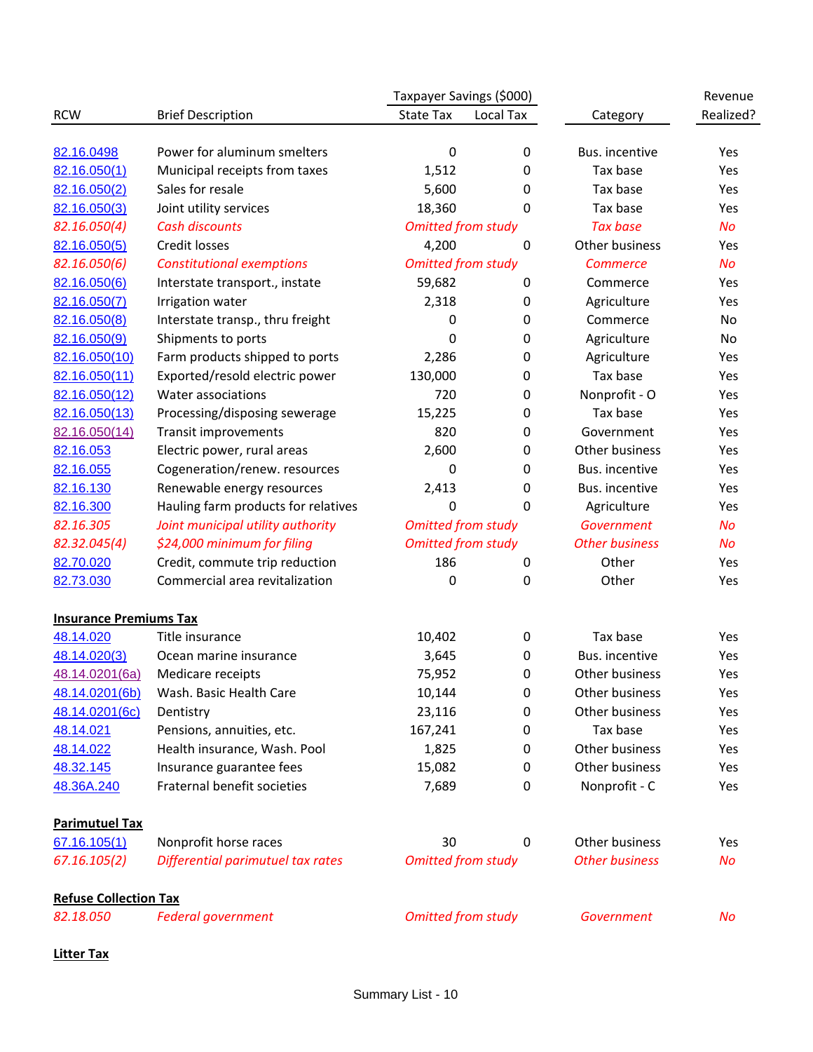| RCW | Brief Description | Taxpayer Savings ($000) State Tax | Taxpayer Savings ($000) Local Tax | Category | Revenue Realized? |
|---|---|---|---|---|---|
| 82.16.0498 | Power for aluminum smelters | 0 | 0 | Bus. incentive | Yes |
| 82.16.050(1) | Municipal receipts from taxes | 1,512 | 0 | Tax base | Yes |
| 82.16.050(2) | Sales for resale | 5,600 | 0 | Tax base | Yes |
| 82.16.050(3) | Joint utility services | 18,360 | 0 | Tax base | Yes |
| *82.16.050(4)* | *Cash discounts* | *Omitted from study* | | *Tax base* | *No* |
| 82.16.050(5) | Credit losses | 4,200 | 0 | Other business | Yes |
| *82.16.050(6)* | *Constitutional exemptions* | *Omitted from study* | | *Commerce* | *No* |
| 82.16.050(6) | Interstate transport., instate | 59,682 | 0 | Commerce | Yes |
| 82.16.050(7) | Irrigation water | 2,318 | 0 | Agriculture | Yes |
| 82.16.050(8) | Interstate transp., thru freight | 0 | 0 | Commerce | No |
| 82.16.050(9) | Shipments to ports | 0 | 0 | Agriculture | No |
| 82.16.050(10) | Farm products shipped to ports | 2,286 | 0 | Agriculture | Yes |
| 82.16.050(11) | Exported/resold electric power | 130,000 | 0 | Tax base | Yes |
| 82.16.050(12) | Water associations | 720 | 0 | Nonprofit - O | Yes |
| 82.16.050(13) | Processing/disposing sewerage | 15,225 | 0 | Tax base | Yes |
| 82.16.050(14) | Transit improvements | 820 | 0 | Government | Yes |
| 82.16.053 | Electric power, rural areas | 2,600 | 0 | Other business | Yes |
| 82.16.055 | Cogeneration/renew. resources | 0 | 0 | Bus. incentive | Yes |
| 82.16.130 | Renewable energy resources | 2,413 | 0 | Bus. incentive | Yes |
| 82.16.300 | Hauling farm products for relatives | 0 | 0 | Agriculture | Yes |
| *82.16.305* | *Joint municipal utility authority* | *Omitted from study* | | *Government* | *No* |
| *82.32.045(4)* | *$24,000 minimum for filing* | *Omitted from study* | | *Other business* | *No* |
| 82.70.020 | Credit, commute trip reduction | 186 | 0 | Other | Yes |
| 82.73.030 | Commercial area revitalization | 0 | 0 | Other | Yes |
| **Insurance Premiums Tax** | | | | | |
| 48.14.020 | Title insurance | 10,402 | 0 | Tax base | Yes |
| 48.14.020(3) | Ocean marine insurance | 3,645 | 0 | Bus. incentive | Yes |
| 48.14.0201(6a) | Medicare receipts | 75,952 | 0 | Other business | Yes |
| 48.14.0201(6b) | Wash. Basic Health Care | 10,144 | 0 | Other business | Yes |
| 48.14.0201(6c) | Dentistry | 23,116 | 0 | Other business | Yes |
| 48.14.021 | Pensions, annuities, etc. | 167,241 | 0 | Tax base | Yes |
| 48.14.022 | Health insurance, Wash. Pool | 1,825 | 0 | Other business | Yes |
| 48.32.145 | Insurance guarantee fees | 15,082 | 0 | Other business | Yes |
| 48.36A.240 | Fraternal benefit societies | 7,689 | 0 | Nonprofit - C | Yes |
| **Parimutuel Tax** | | | | | |
| 67.16.105(1) | Nonprofit horse races | 30 | 0 | Other business | Yes |
| *67.16.105(2)* | *Differential parimutuel tax rates* | *Omitted from study* | | *Other business* | *No* |
| **Refuse Collection Tax** | | | | | |
| *82.18.050* | *Federal government* | *Omitted from study* | | *Government* | *No* |
| **Litter Tax** | | | | | |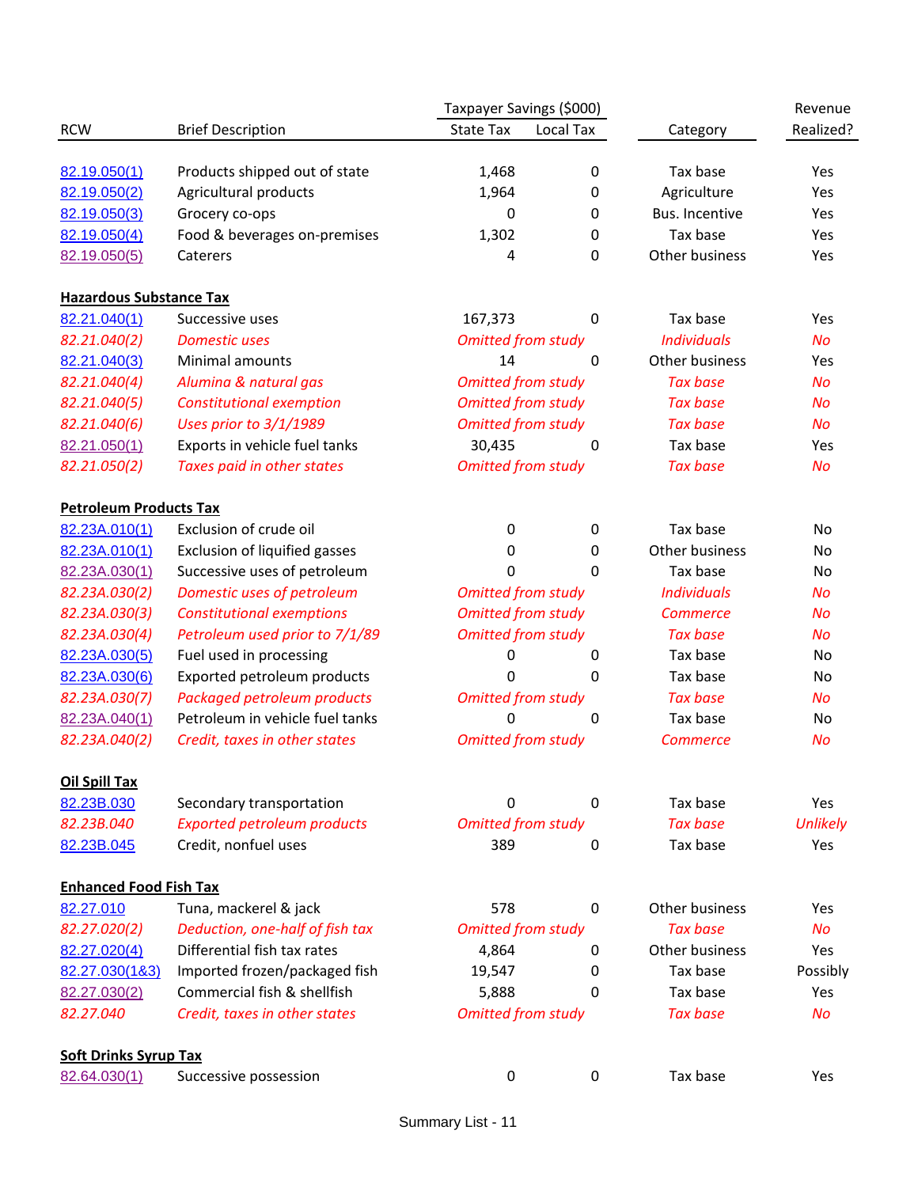| RCW | Brief Description | Taxpayer Savings ($000) State Tax | Taxpayer Savings ($000) Local Tax | Category | Revenue Realized? |
|---|---|---|---|---|---|
| 82.19.050(1) | Products shipped out of state | 1,468 | 0 | Tax base | Yes |
| 82.19.050(2) | Agricultural products | 1,964 | 0 | Agriculture | Yes |
| 82.19.050(3) | Grocery co-ops | 0 | 0 | Bus. Incentive | Yes |
| 82.19.050(4) | Food & beverages on-premises | 1,302 | 0 | Tax base | Yes |
| 82.19.050(5) | Caterers | 4 | 0 | Other business | Yes |
| **Hazardous Substance Tax** | | | | | |
| 82.21.040(1) | Successive uses | 167,373 | 0 | Tax base | Yes |
| *82.21.040(2)* | *Domestic uses* | *Omitted from study* | | *Individuals* | *No* |
| 82.21.040(3) | Minimal amounts | 14 | 0 | Other business | Yes |
| *82.21.040(4)* | *Alumina & natural gas* | *Omitted from study* | | *Tax base* | *No* |
| *82.21.040(5)* | *Constitutional exemption* | *Omitted from study* | | *Tax base* | *No* |
| *82.21.040(6)* | *Uses prior to 3/1/1989* | *Omitted from study* | | *Tax base* | *No* |
| 82.21.050(1) | Exports in vehicle fuel tanks | 30,435 | 0 | Tax base | Yes |
| *82.21.050(2)* | *Taxes paid in other states* | *Omitted from study* | | *Tax base* | *No* |
| **Petroleum Products Tax** | | | | | |
| 82.23A.010(1) | Exclusion of crude oil | 0 | 0 | Tax base | No |
| 82.23A.010(1) | Exclusion of liquified gasses | 0 | 0 | Other business | No |
| 82.23A.030(1) | Successive uses of petroleum | 0 | 0 | Tax base | No |
| *82.23A.030(2)* | *Domestic uses of petroleum* | *Omitted from study* | | *Individuals* | *No* |
| *82.23A.030(3)* | *Constitutional exemptions* | *Omitted from study* | | *Commerce* | *No* |
| *82.23A.030(4)* | *Petroleum used prior to 7/1/89* | *Omitted from study* | | *Tax base* | *No* |
| 82.23A.030(5) | Fuel used in processing | 0 | 0 | Tax base | No |
| 82.23A.030(6) | Exported petroleum products | 0 | 0 | Tax base | No |
| *82.23A.030(7)* | *Packaged petroleum products* | *Omitted from study* | | *Tax base* | *No* |
| 82.23A.040(1) | Petroleum in vehicle fuel tanks | 0 | 0 | Tax base | No |
| *82.23A.040(2)* | *Credit, taxes in other states* | *Omitted from study* | | *Commerce* | *No* |
| **Oil Spill Tax** | | | | | |
| 82.23B.030 | Secondary transportation | 0 | 0 | Tax base | Yes |
| *82.23B.040* | *Exported petroleum products* | *Omitted from study* | | *Tax base* | *Unlikely* |
| 82.23B.045 | Credit, nonfuel uses | 389 | 0 | Tax base | Yes |
| **Enhanced Food Fish Tax** | | | | | |
| 82.27.010 | Tuna, mackerel & jack | 578 | 0 | Other business | Yes |
| *82.27.020(2)* | *Deduction, one-half of fish tax* | *Omitted from study* | | *Tax base* | *No* |
| 82.27.020(4) | Differential fish tax rates | 4,864 | 0 | Other business | Yes |
| 82.27.030(1&3) | Imported frozen/packaged fish | 19,547 | 0 | Tax base | Possibly |
| 82.27.030(2) | Commercial fish & shellfish | 5,888 | 0 | Tax base | Yes |
| *82.27.040* | *Credit, taxes in other states* | *Omitted from study* | | *Tax base* | *No* |
| **Soft Drinks Syrup Tax** | | | | | |
| 82.64.030(1) | Successive possession | 0 | 0 | Tax base | Yes |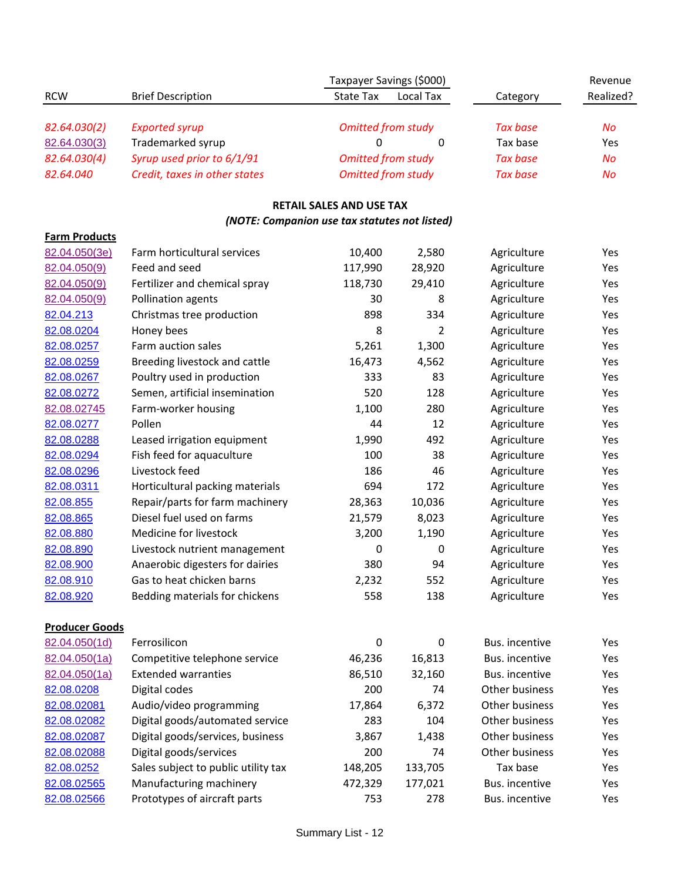| RCW | Brief Description | Taxpayer Savings ($000) State Tax | Local Tax | Category | Revenue Realized? |
|---|---|---|---|---|---|
| *82.64.030(2)* | *Exported syrup* | *Omitted from study* | | *Tax base* | *No* |
| 82.64.030(3) | Trademarked syrup | 0 | 0 | Tax base | Yes |
| *82.64.030(4)* | *Syrup used prior to 6/1/91* | *Omitted from study* | | *Tax base* | *No* |
| *82.64.040* | *Credit, taxes in other states* | *Omitted from study* | | *Tax base* | *No* |

**RETAIL SALES AND USE TAX**

***(NOTE: Companion use tax statutes not listed)***

| RCW | Brief Description | State Tax | Local Tax | Category | Revenue Realized? |
|---|---|---|---|---|---|
| **Farm Products** | | | | | |
| 82.04.050(3e) | Farm horticultural services | 10,400 | 2,580 | Agriculture | Yes |
| 82.04.050(9) | Feed and seed | 117,990 | 28,920 | Agriculture | Yes |
| 82.04.050(9) | Fertilizer and chemical spray | 118,730 | 29,410 | Agriculture | Yes |
| 82.04.050(9) | Pollination agents | 30 | 8 | Agriculture | Yes |
| 82.04.213 | Christmas tree production | 898 | 334 | Agriculture | Yes |
| 82.08.0204 | Honey bees | 8 | 2 | Agriculture | Yes |
| 82.08.0257 | Farm auction sales | 5,261 | 1,300 | Agriculture | Yes |
| 82.08.0259 | Breeding livestock and cattle | 16,473 | 4,562 | Agriculture | Yes |
| 82.08.0267 | Poultry used in production | 333 | 83 | Agriculture | Yes |
| 82.08.0272 | Semen, artificial insemination | 520 | 128 | Agriculture | Yes |
| 82.08.02745 | Farm-worker housing | 1,100 | 280 | Agriculture | Yes |
| 82.08.0277 | Pollen | 44 | 12 | Agriculture | Yes |
| 82.08.0288 | Leased irrigation equipment | 1,990 | 492 | Agriculture | Yes |
| 82.08.0294 | Fish feed for aquaculture | 100 | 38 | Agriculture | Yes |
| 82.08.0296 | Livestock feed | 186 | 46 | Agriculture | Yes |
| 82.08.0311 | Horticultural packing materials | 694 | 172 | Agriculture | Yes |
| 82.08.855 | Repair/parts for farm machinery | 28,363 | 10,036 | Agriculture | Yes |
| 82.08.865 | Diesel fuel used on farms | 21,579 | 8,023 | Agriculture | Yes |
| 82.08.880 | Medicine for livestock | 3,200 | 1,190 | Agriculture | Yes |
| 82.08.890 | Livestock nutrient management | 0 | 0 | Agriculture | Yes |
| 82.08.900 | Anaerobic digesters for dairies | 380 | 94 | Agriculture | Yes |
| 82.08.910 | Gas to heat chicken barns | 2,232 | 552 | Agriculture | Yes |
| 82.08.920 | Bedding materials for chickens | 558 | 138 | Agriculture | Yes |
| **Producer Goods** | | | | | |
| 82.04.050(1d) | Ferrosilicon | 0 | 0 | Bus. incentive | Yes |
| 82.04.050(1a) | Competitive telephone service | 46,236 | 16,813 | Bus. incentive | Yes |
| 82.04.050(1a) | Extended warranties | 86,510 | 32,160 | Bus. incentive | Yes |
| 82.08.0208 | Digital codes | 200 | 74 | Other business | Yes |
| 82.08.02081 | Audio/video programming | 17,864 | 6,372 | Other business | Yes |
| 82.08.02082 | Digital goods/automated service | 283 | 104 | Other business | Yes |
| 82.08.02087 | Digital goods/services, business | 3,867 | 1,438 | Other business | Yes |
| 82.08.02088 | Digital goods/services | 200 | 74 | Other business | Yes |
| 82.08.0252 | Sales subject to public utility tax | 148,205 | 133,705 | Tax base | Yes |
| 82.08.02565 | Manufacturing machinery | 472,329 | 177,021 | Bus. incentive | Yes |
| 82.08.02566 | Prototypes of aircraft parts | 753 | 278 | Bus. incentive | Yes |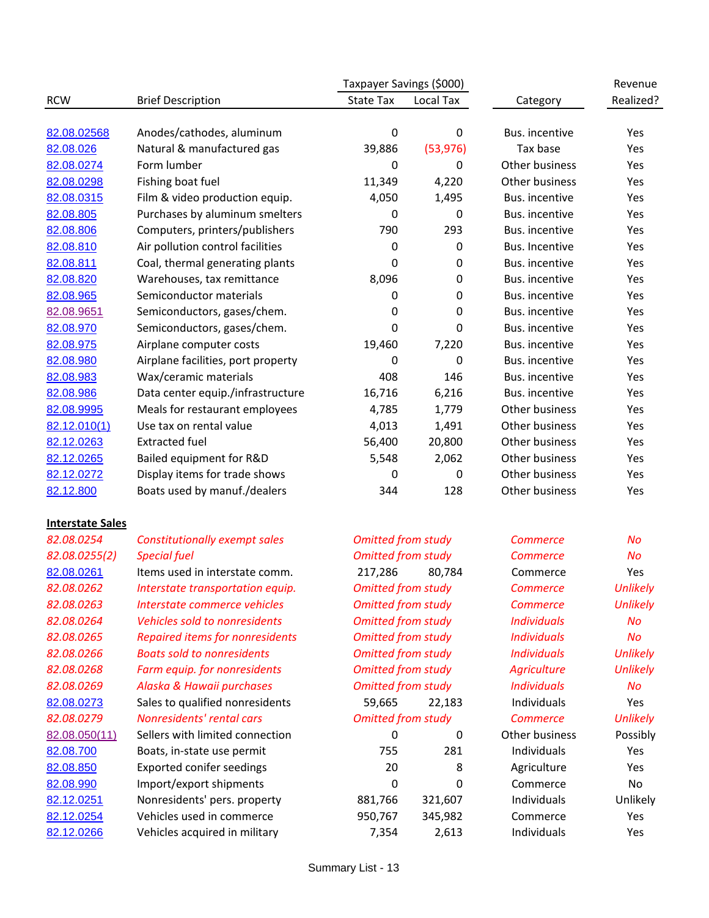| RCW | Brief Description | Taxpayer Savings ($000) State Tax | Local Tax | Category | Revenue Realized? |
|---|---|---|---|---|---|
| 82.08.02568 | Anodes/cathodes, aluminum | 0 | 0 | Bus. incentive | Yes |
| 82.08.026 | Natural & manufactured gas | 39,886 | (53,976) | Tax base | Yes |
| 82.08.0274 | Form lumber | 0 | 0 | Other business | Yes |
| 82.08.0298 | Fishing boat fuel | 11,349 | 4,220 | Other business | Yes |
| 82.08.0315 | Film & video production equip. | 4,050 | 1,495 | Bus. incentive | Yes |
| 82.08.805 | Purchases by aluminum smelters | 0 | 0 | Bus. incentive | Yes |
| 82.08.806 | Computers, printers/publishers | 790 | 293 | Bus. incentive | Yes |
| 82.08.810 | Air pollution control facilities | 0 | 0 | Bus. Incentive | Yes |
| 82.08.811 | Coal, thermal generating plants | 0 | 0 | Bus. incentive | Yes |
| 82.08.820 | Warehouses, tax remittance | 8,096 | 0 | Bus. incentive | Yes |
| 82.08.965 | Semiconductor materials | 0 | 0 | Bus. incentive | Yes |
| 82.08.9651 | Semiconductors, gases/chem. | 0 | 0 | Bus. incentive | Yes |
| 82.08.970 | Semiconductors, gases/chem. | 0 | 0 | Bus. incentive | Yes |
| 82.08.975 | Airplane computer costs | 19,460 | 7,220 | Bus. incentive | Yes |
| 82.08.980 | Airplane facilities, port property | 0 | 0 | Bus. incentive | Yes |
| 82.08.983 | Wax/ceramic materials | 408 | 146 | Bus. incentive | Yes |
| 82.08.986 | Data center equip./infrastructure | 16,716 | 6,216 | Bus. incentive | Yes |
| 82.08.9995 | Meals for restaurant employees | 4,785 | 1,779 | Other business | Yes |
| 82.12.010(1) | Use tax on rental value | 4,013 | 1,491 | Other business | Yes |
| 82.12.0263 | Extracted fuel | 56,400 | 20,800 | Other business | Yes |
| 82.12.0265 | Bailed equipment for R&D | 5,548 | 2,062 | Other business | Yes |
| 82.12.0272 | Display items for trade shows | 0 | 0 | Other business | Yes |
| 82.12.800 | Boats used by manuf./dealers | 344 | 128 | Other business | Yes |
| **Interstate Sales** | | | | | |
| *82.08.0254* | *Constitutionally exempt sales* | *Omitted from study* | | *Commerce* | *No* |
| *82.08.0255(2)* | *Special fuel* | *Omitted from study* | | *Commerce* | *No* |
| 82.08.0261 | Items used in interstate comm. | 217,286 | 80,784 | Commerce | Yes |
| *82.08.0262* | *Interstate transportation equip.* | *Omitted from study* | | *Commerce* | *Unlikely* |
| *82.08.0263* | *Interstate commerce vehicles* | *Omitted from study* | | *Commerce* | *Unlikely* |
| *82.08.0264* | *Vehicles sold to nonresidents* | *Omitted from study* | | *Individuals* | *No* |
| *82.08.0265* | *Repaired items for nonresidents* | *Omitted from study* | | *Individuals* | *No* |
| *82.08.0266* | *Boats sold to nonresidents* | *Omitted from study* | | *Individuals* | *Unlikely* |
| *82.08.0268* | *Farm equip. for nonresidents* | *Omitted from study* | | *Agriculture* | *Unlikely* |
| *82.08.0269* | *Alaska & Hawaii purchases* | *Omitted from study* | | *Individuals* | *No* |
| 82.08.0273 | Sales to qualified nonresidents | 59,665 | 22,183 | Individuals | Yes |
| *82.08.0279* | *Nonresidents' rental cars* | *Omitted from study* | | *Commerce* | *Unlikely* |
| 82.08.050(11) | Sellers with limited connection | 0 | 0 | Other business | Possibly |
| 82.08.700 | Boats, in-state use permit | 755 | 281 | Individuals | Yes |
| 82.08.850 | Exported conifer seedings | 20 | 8 | Agriculture | Yes |
| 82.08.990 | Import/export shipments | 0 | 0 | Commerce | No |
| 82.12.0251 | Nonresidents' pers. property | 881,766 | 321,607 | Individuals | Unlikely |
| 82.12.0254 | Vehicles used in commerce | 950,767 | 345,982 | Commerce | Yes |
| 82.12.0266 | Vehicles acquired in military | 7,354 | 2,613 | Individuals | Yes |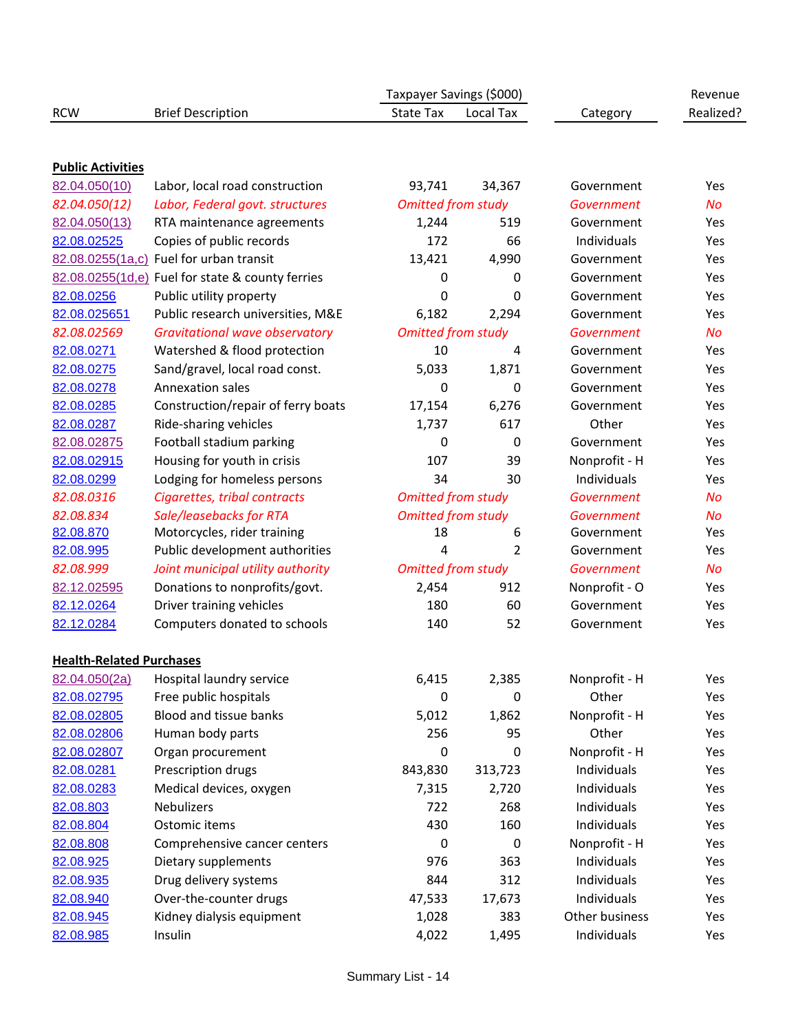| RCW | Brief Description | Taxpayer Savings ($000) State Tax | Local Tax | Category | Revenue Realized? |
|---|---|---|---|---|---|
| **Public Activities** | | | | | |
| 82.04.050(10) | Labor, local road construction | 93,741 | 34,367 | Government | Yes |
| *82.04.050(12)* | *Labor, Federal govt. structures* | *Omitted from study* | | *Government* | *No* |
| 82.04.050(13) | RTA maintenance agreements | 1,244 | 519 | Government | Yes |
| 82.08.02525 | Copies of public records | 172 | 66 | Individuals | Yes |
| 82.08.0255(1a,c) | Fuel for urban transit | 13,421 | 4,990 | Government | Yes |
| 82.08.0255(1d,e) | Fuel for state & county ferries | 0 | 0 | Government | Yes |
| 82.08.0256 | Public utility property | 0 | 0 | Government | Yes |
| 82.08.025651 | Public research universities, M&E | 6,182 | 2,294 | Government | Yes |
| *82.08.02569* | *Gravitational wave observatory* | *Omitted from study* | | *Government* | *No* |
| 82.08.0271 | Watershed & flood protection | 10 | 4 | Government | Yes |
| 82.08.0275 | Sand/gravel, local road const. | 5,033 | 1,871 | Government | Yes |
| 82.08.0278 | Annexation sales | 0 | 0 | Government | Yes |
| 82.08.0285 | Construction/repair of ferry boats | 17,154 | 6,276 | Government | Yes |
| 82.08.0287 | Ride-sharing vehicles | 1,737 | 617 | Other | Yes |
| 82.08.02875 | Football stadium parking | 0 | 0 | Government | Yes |
| 82.08.02915 | Housing for youth in crisis | 107 | 39 | Nonprofit - H | Yes |
| 82.08.0299 | Lodging for homeless persons | 34 | 30 | Individuals | Yes |
| *82.08.0316* | *Cigarettes, tribal contracts* | *Omitted from study* | | *Government* | *No* |
| *82.08.834* | *Sale/leasebacks for RTA* | *Omitted from study* | | *Government* | *No* |
| 82.08.870 | Motorcycles, rider training | 18 | 6 | Government | Yes |
| 82.08.995 | Public development authorities | 4 | 2 | Government | Yes |
| *82.08.999* | *Joint municipal utility authority* | *Omitted from study* | | *Government* | *No* |
| 82.12.02595 | Donations to nonprofits/govt. | 2,454 | 912 | Nonprofit - O | Yes |
| 82.12.0264 | Driver training vehicles | 180 | 60 | Government | Yes |
| 82.12.0284 | Computers donated to schools | 140 | 52 | Government | Yes |
| **Health-Related Purchases** | | | | | |
| 82.04.050(2a) | Hospital laundry service | 6,415 | 2,385 | Nonprofit - H | Yes |
| 82.08.02795 | Free public hospitals | 0 | 0 | Other | Yes |
| 82.08.02805 | Blood and tissue banks | 5,012 | 1,862 | Nonprofit - H | Yes |
| 82.08.02806 | Human body parts | 256 | 95 | Other | Yes |
| 82.08.02807 | Organ procurement | 0 | 0 | Nonprofit - H | Yes |
| 82.08.0281 | Prescription drugs | 843,830 | 313,723 | Individuals | Yes |
| 82.08.0283 | Medical devices, oxygen | 7,315 | 2,720 | Individuals | Yes |
| 82.08.803 | Nebulizers | 722 | 268 | Individuals | Yes |
| 82.08.804 | Ostomic items | 430 | 160 | Individuals | Yes |
| 82.08.808 | Comprehensive cancer centers | 0 | 0 | Nonprofit - H | Yes |
| 82.08.925 | Dietary supplements | 976 | 363 | Individuals | Yes |
| 82.08.935 | Drug delivery systems | 844 | 312 | Individuals | Yes |
| 82.08.940 | Over-the-counter drugs | 47,533 | 17,673 | Individuals | Yes |
| 82.08.945 | Kidney dialysis equipment | 1,028 | 383 | Other business | Yes |
| 82.08.985 | Insulin | 4,022 | 1,495 | Individuals | Yes |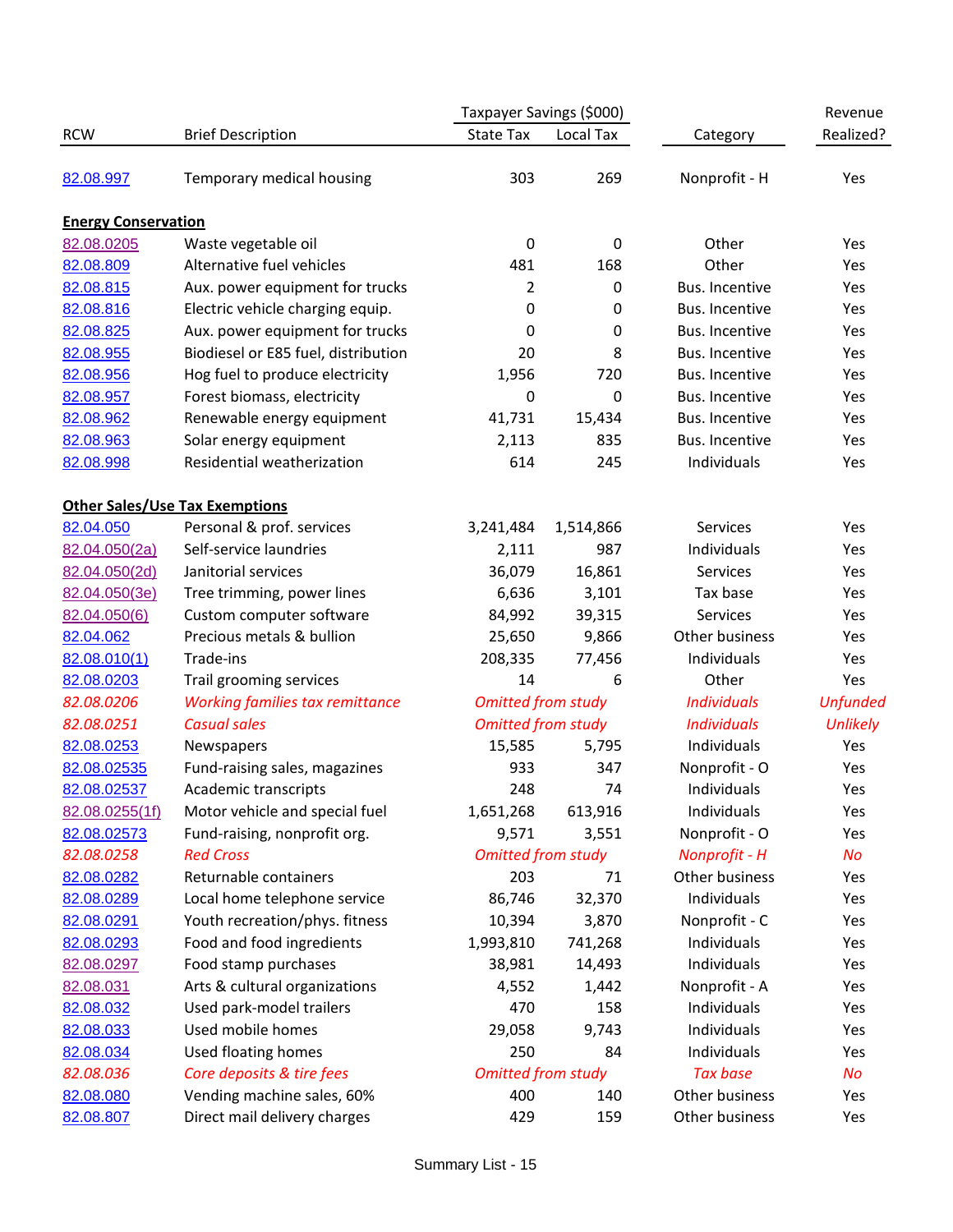| RCW | Brief Description | Taxpayer Savings ($000) State Tax | Local Tax | Category | Revenue Realized? |
|---|---|---|---|---|---|
| 82.08.997 | Temporary medical housing | 303 | 269 | Nonprofit - H | Yes |
| **Energy Conservation** | | | | | |
| 82.08.0205 | Waste vegetable oil | 0 | 0 | Other | Yes |
| 82.08.809 | Alternative fuel vehicles | 481 | 168 | Other | Yes |
| 82.08.815 | Aux. power equipment for trucks | 2 | 0 | Bus. Incentive | Yes |
| 82.08.816 | Electric vehicle charging equip. | 0 | 0 | Bus. Incentive | Yes |
| 82.08.825 | Aux. power equipment for trucks | 0 | 0 | Bus. Incentive | Yes |
| 82.08.955 | Biodiesel or E85 fuel, distribution | 20 | 8 | Bus. Incentive | Yes |
| 82.08.956 | Hog fuel to produce electricity | 1,956 | 720 | Bus. Incentive | Yes |
| 82.08.957 | Forest biomass, electricity | 0 | 0 | Bus. Incentive | Yes |
| 82.08.962 | Renewable energy equipment | 41,731 | 15,434 | Bus. Incentive | Yes |
| 82.08.963 | Solar energy equipment | 2,113 | 835 | Bus. Incentive | Yes |
| 82.08.998 | Residential weatherization | 614 | 245 | Individuals | Yes |
| **Other Sales/Use Tax Exemptions** | | | | | |
| 82.04.050 | Personal & prof. services | 3,241,484 | 1,514,866 | Services | Yes |
| 82.04.050(2a) | Self-service laundries | 2,111 | 987 | Individuals | Yes |
| 82.04.050(2d) | Janitorial services | 36,079 | 16,861 | Services | Yes |
| 82.04.050(3e) | Tree trimming, power lines | 6,636 | 3,101 | Tax base | Yes |
| 82.04.050(6) | Custom computer software | 84,992 | 39,315 | Services | Yes |
| 82.04.062 | Precious metals & bullion | 25,650 | 9,866 | Other business | Yes |
| 82.08.010(1) | Trade-ins | 208,335 | 77,456 | Individuals | Yes |
| 82.08.0203 | Trail grooming services | 14 | 6 | Other | Yes |
| *82.08.0206* | *Working families tax remittance* | *Omitted from study* | | *Individuals* | *Unfunded* |
| *82.08.0251* | *Casual sales* | *Omitted from study* | | *Individuals* | *Unlikely* |
| 82.08.0253 | Newspapers | 15,585 | 5,795 | Individuals | Yes |
| 82.08.02535 | Fund-raising sales, magazines | 933 | 347 | Nonprofit - O | Yes |
| 82.08.02537 | Academic transcripts | 248 | 74 | Individuals | Yes |
| 82.08.0255(1f) | Motor vehicle and special fuel | 1,651,268 | 613,916 | Individuals | Yes |
| 82.08.02573 | Fund-raising, nonprofit org. | 9,571 | 3,551 | Nonprofit - O | Yes |
| *82.08.0258* | *Red Cross* | *Omitted from study* | | *Nonprofit - H* | *No* |
| 82.08.0282 | Returnable containers | 203 | 71 | Other business | Yes |
| 82.08.0289 | Local home telephone service | 86,746 | 32,370 | Individuals | Yes |
| 82.08.0291 | Youth recreation/phys. fitness | 10,394 | 3,870 | Nonprofit - C | Yes |
| 82.08.0293 | Food and food ingredients | 1,993,810 | 741,268 | Individuals | Yes |
| 82.08.0297 | Food stamp purchases | 38,981 | 14,493 | Individuals | Yes |
| 82.08.031 | Arts & cultural organizations | 4,552 | 1,442 | Nonprofit - A | Yes |
| 82.08.032 | Used park-model trailers | 470 | 158 | Individuals | Yes |
| 82.08.033 | Used mobile homes | 29,058 | 9,743 | Individuals | Yes |
| 82.08.034 | Used floating homes | 250 | 84 | Individuals | Yes |
| *82.08.036* | *Core deposits & tire fees* | *Omitted from study* | | *Tax base* | *No* |
| 82.08.080 | Vending machine sales, 60% | 400 | 140 | Other business | Yes |
| 82.08.807 | Direct mail delivery charges | 429 | 159 | Other business | Yes |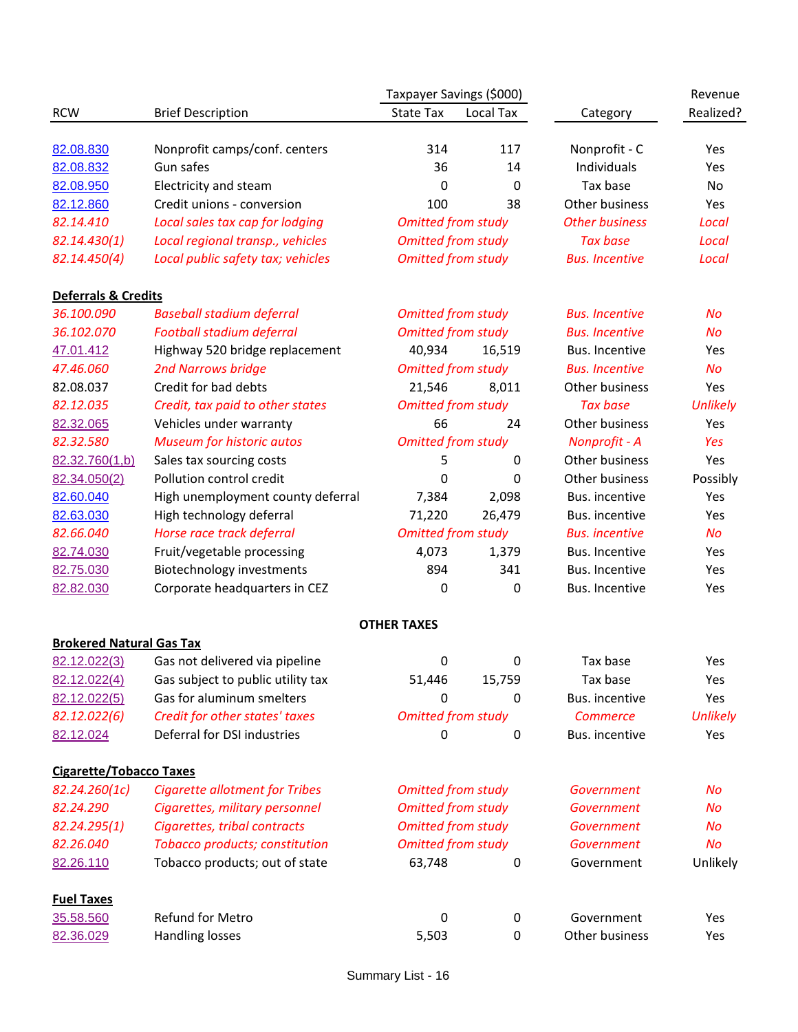| RCW | Brief Description | Taxpayer Savings ($000) State Tax | Local Tax | Category | Revenue Realized? |
|---|---|---|---|---|---|
| 82.08.830 | Nonprofit camps/conf. centers | 314 | 117 | Nonprofit - C | Yes |
| 82.08.832 | Gun safes | 36 | 14 | Individuals | Yes |
| 82.08.950 | Electricity and steam | 0 | 0 | Tax base | No |
| 82.12.860 | Credit unions - conversion | 100 | 38 | Other business | Yes |
| *82.14.410* | *Local sales tax cap for lodging* | *Omitted from study* | | *Other business* | *Local* |
| *82.14.430(1)* | *Local regional transp., vehicles* | *Omitted from study* | | *Tax base* | *Local* |
| *82.14.450(4)* | *Local public safety tax; vehicles* | *Omitted from study* | | *Bus. Incentive* | *Local* |
| **Deferrals & Credits** | | | | | |
| *36.100.090* | *Baseball stadium deferral* | *Omitted from study* | | *Bus. Incentive* | *No* |
| *36.102.070* | *Football stadium deferral* | *Omitted from study* | | *Bus. Incentive* | *No* |
| 47.01.412 | Highway 520 bridge replacement | 40,934 | 16,519 | Bus. Incentive | Yes |
| *47.46.060* | *2nd Narrows bridge* | *Omitted from study* | | *Bus. Incentive* | *No* |
| 82.08.037 | Credit for bad debts | 21,546 | 8,011 | Other business | Yes |
| *82.12.035* | *Credit, tax paid to other states* | *Omitted from study* | | *Tax base* | *Unlikely* |
| 82.32.065 | Vehicles under warranty | 66 | 24 | Other business | Yes |
| *82.32.580* | *Museum for historic autos* | *Omitted from study* | | *Nonprofit - A* | *Yes* |
| 82.32.760(1,b) | Sales tax sourcing costs | 5 | 0 | Other business | Yes |
| 82.34.050(2) | Pollution control credit | 0 | 0 | Other business | Possibly |
| 82.60.040 | High unemployment county deferral | 7,384 | 2,098 | Bus. incentive | Yes |
| 82.63.030 | High technology deferral | 71,220 | 26,479 | Bus. incentive | Yes |
| *82.66.040* | *Horse race track deferral* | *Omitted from study* | | *Bus. incentive* | *No* |
| 82.74.030 | Fruit/vegetable processing | 4,073 | 1,379 | Bus. Incentive | Yes |
| 82.75.030 | Biotechnology investments | 894 | 341 | Bus. Incentive | Yes |
| 82.82.030 | Corporate headquarters in CEZ | 0 | 0 | Bus. Incentive | Yes |
| | **OTHER TAXES** | | | | |
| **Brokered Natural Gas Tax** | | | | | |
| 82.12.022(3) | Gas not delivered via pipeline | 0 | 0 | Tax base | Yes |
| 82.12.022(4) | Gas subject to public utility tax | 51,446 | 15,759 | Tax base | Yes |
| 82.12.022(5) | Gas for aluminum smelters | 0 | 0 | Bus. incentive | Yes |
| *82.12.022(6)* | *Credit for other states' taxes* | *Omitted from study* | | *Commerce* | *Unlikely* |
| 82.12.024 | Deferral for DSI industries | 0 | 0 | Bus. incentive | Yes |
| **Cigarette/Tobacco Taxes** | | | | | |
| *82.24.260(1c)* | *Cigarette allotment for Tribes* | *Omitted from study* | | *Government* | *No* |
| *82.24.290* | *Cigarettes, military personnel* | *Omitted from study* | | *Government* | *No* |
| *82.24.295(1)* | *Cigarettes, tribal contracts* | *Omitted from study* | | *Government* | *No* |
| *82.26.040* | *Tobacco products; constitution* | *Omitted from study* | | *Government* | *No* |
| 82.26.110 | Tobacco products; out of state | 63,748 | 0 | Government | Unlikely |
| **Fuel Taxes** | | | | | |
| 35.58.560 | Refund for Metro | 0 | 0 | Government | Yes |
| 82.36.029 | Handling losses | 5,503 | 0 | Other business | Yes |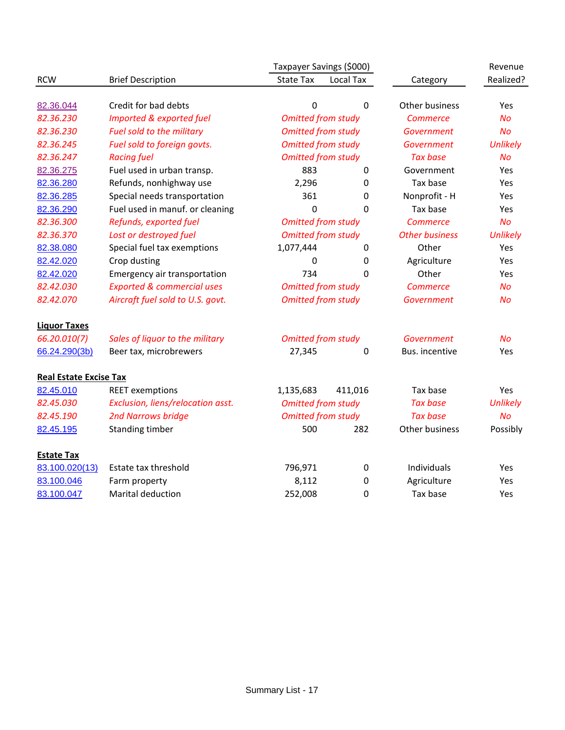| RCW | Brief Description | Taxpayer Savings ($000) State Tax | Local Tax | Category | Revenue Realized? |
|---|---|---|---|---|---|
| 82.36.044 | Credit for bad debts | 0 | 0 | Other business | Yes |
| *82.36.230* | *Imported & exported fuel* | *Omitted from study* | | *Commerce* | *No* |
| *82.36.230* | *Fuel sold to the military* | *Omitted from study* | | *Government* | *No* |
| *82.36.245* | *Fuel sold to foreign govts.* | *Omitted from study* | | *Government* | *Unlikely* |
| *82.36.247* | *Racing fuel* | *Omitted from study* | | *Tax base* | *No* |
| 82.36.275 | Fuel used in urban transp. | 883 | 0 | Government | Yes |
| 82.36.280 | Refunds, nonhighway use | 2,296 | 0 | Tax base | Yes |
| 82.36.285 | Special needs transportation | 361 | 0 | Nonprofit - H | Yes |
| 82.36.290 | Fuel used in manuf. or cleaning | 0 | 0 | Tax base | Yes |
| *82.36.300* | *Refunds, exported fuel* | *Omitted from study* | | *Commerce* | *No* |
| *82.36.370* | *Lost or destroyed fuel* | *Omitted from study* | | *Other business* | *Unlikely* |
| 82.38.080 | Special fuel tax exemptions | 1,077,444 | 0 | Other | Yes |
| 82.42.020 | Crop dusting | 0 | 0 | Agriculture | Yes |
| 82.42.020 | Emergency air transportation | 734 | 0 | Other | Yes |
| *82.42.030* | *Exported & commercial uses* | *Omitted from study* | | *Commerce* | *No* |
| *82.42.070* | *Aircraft fuel sold to U.S. govt.* | *Omitted from study* | | *Government* | *No* |
| **Liquor Taxes** | | | | | |
| *66.20.010(7)* | *Sales of liquor to the military* | *Omitted from study* | | *Government* | *No* |
| 66.24.290(3b) | Beer tax, microbrewers | 27,345 | 0 | Bus. incentive | Yes |
| **Real Estate Excise Tax** | | | | | |
| 82.45.010 | REET exemptions | 1,135,683 | 411,016 | Tax base | Yes |
| *82.45.030* | *Exclusion, liens/relocation asst.* | *Omitted from study* | | *Tax base* | *Unlikely* |
| *82.45.190* | *2nd Narrows bridge* | *Omitted from study* | | *Tax base* | *No* |
| 82.45.195 | Standing timber | 500 | 282 | Other business | Possibly |
| **Estate Tax** | | | | | |
| 83.100.020(13) | Estate tax threshold | 796,971 | 0 | Individuals | Yes |
| 83.100.046 | Farm property | 8,112 | 0 | Agriculture | Yes |
| 83.100.047 | Marital deduction | 252,008 | 0 | Tax base | Yes |